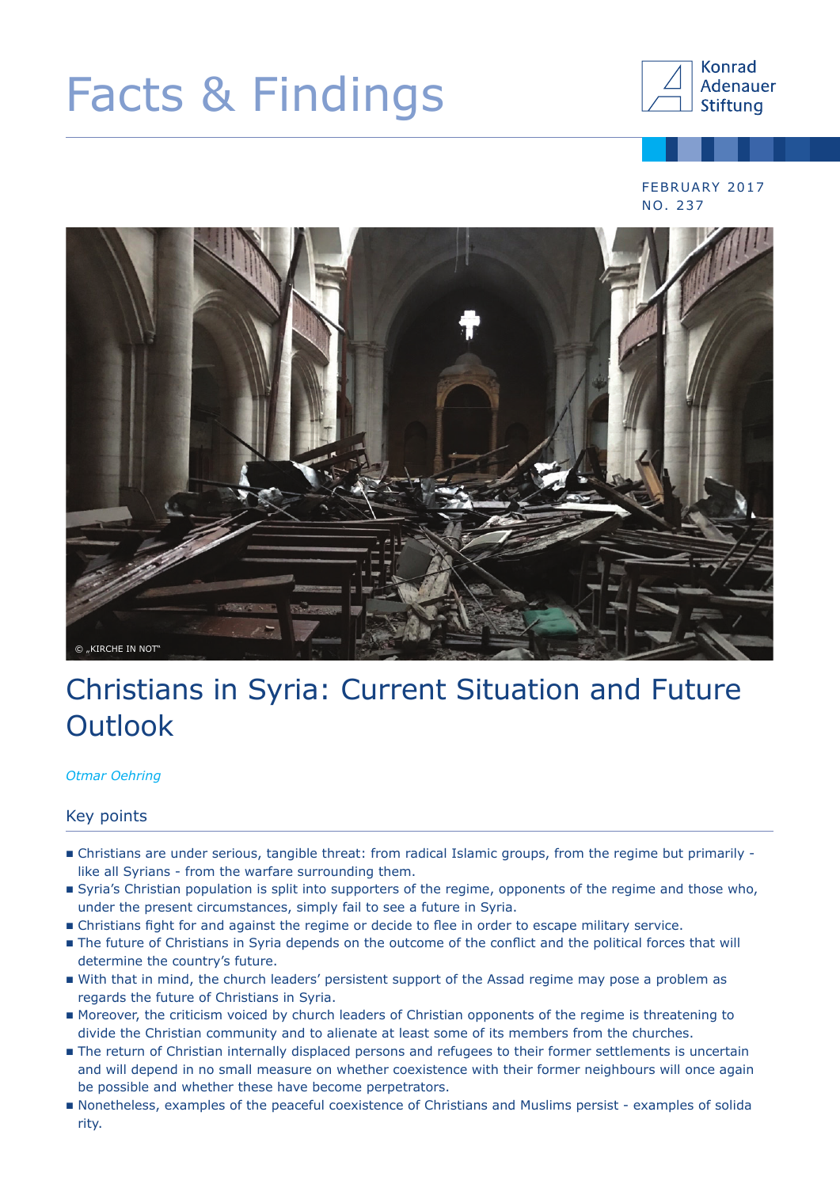Facts & Findings

Konrad Adenauer Stiftung

FEBRUARY 2017
NO. 237

© „KIRCHE IN NOT"

# Christians in Syria: Current Situation and Future Outlook

*Otmar Oehring*

## Key points

- Christians are under serious, tangible threat: from radical Islamic groups, from the regime but primarily - like all Syrians - from the warfare surrounding them.
- Syria's Christian population is split into supporters of the regime, opponents of the regime and those who, under the present circumstances, simply fail to see a future in Syria.
- Christians fight for and against the regime or decide to flee in order to escape military service.
- The future of Christians in Syria depends on the outcome of the conflict and the political forces that will determine the country's future.
- With that in mind, the church leaders' persistent support of the Assad regime may pose a problem as regards the future of Christians in Syria.
- Moreover, the criticism voiced by church leaders of Christian opponents of the regime is threatening to divide the Christian community and to alienate at least some of its members from the churches.
- The return of Christian internally displaced persons and refugees to their former settlements is uncertain and will depend in no small measure on whether coexistence with their former neighbours will once again be possible and whether these have become perpetrators.
- Nonetheless, examples of the peaceful coexistence of Christians and Muslims persist - examples of solida rity.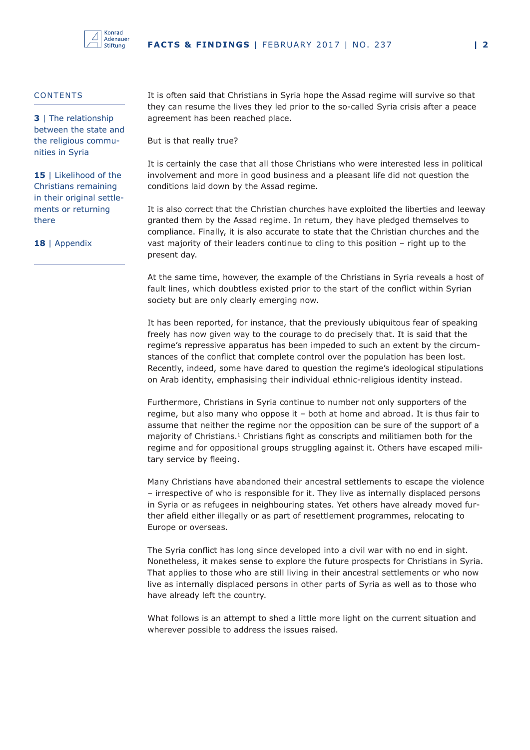CONTENTS

**3** | The relationship between the state and the religious communities in Syria

**15** | Likelihood of the Christians remaining in their original settlements or returning there

**18** | Appendix

It is often said that Christians in Syria hope the Assad regime will survive so that they can resume the lives they led prior to the so-called Syria crisis after a peace agreement has been reached place.

But is that really true?

It is certainly the case that all those Christians who were interested less in political involvement and more in good business and a pleasant life did not question the conditions laid down by the Assad regime.

It is also correct that the Christian churches have exploited the liberties and leeway granted them by the Assad regime. In return, they have pledged themselves to compliance. Finally, it is also accurate to state that the Christian churches and the vast majority of their leaders continue to cling to this position – right up to the present day.

At the same time, however, the example of the Christians in Syria reveals a host of fault lines, which doubtless existed prior to the start of the conflict within Syrian society but are only clearly emerging now.

It has been reported, for instance, that the previously ubiquitous fear of speaking freely has now given way to the courage to do precisely that. It is said that the regime's repressive apparatus has been impeded to such an extent by the circumstances of the conflict that complete control over the population has been lost. Recently, indeed, some have dared to question the regime's ideological stipulations on Arab identity, emphasising their individual ethnic-religious identity instead.

Furthermore, Christians in Syria continue to number not only supporters of the regime, but also many who oppose it – both at home and abroad. It is thus fair to assume that neither the regime nor the opposition can be sure of the support of a majority of Christians.[1] Christians fight as conscripts and militiamen both for the regime and for oppositional groups struggling against it. Others have escaped military service by fleeing.

Many Christians have abandoned their ancestral settlements to escape the violence – irrespective of who is responsible for it. They live as internally displaced persons in Syria or as refugees in neighbouring states. Yet others have already moved further afield either illegally or as part of resettlement programmes, relocating to Europe or overseas.

The Syria conflict has long since developed into a civil war with no end in sight. Nonetheless, it makes sense to explore the future prospects for Christians in Syria. That applies to those who are still living in their ancestral settlements or who now live as internally displaced persons in other parts of Syria as well as to those who have already left the country.

What follows is an attempt to shed a little more light on the current situation and wherever possible to address the issues raised.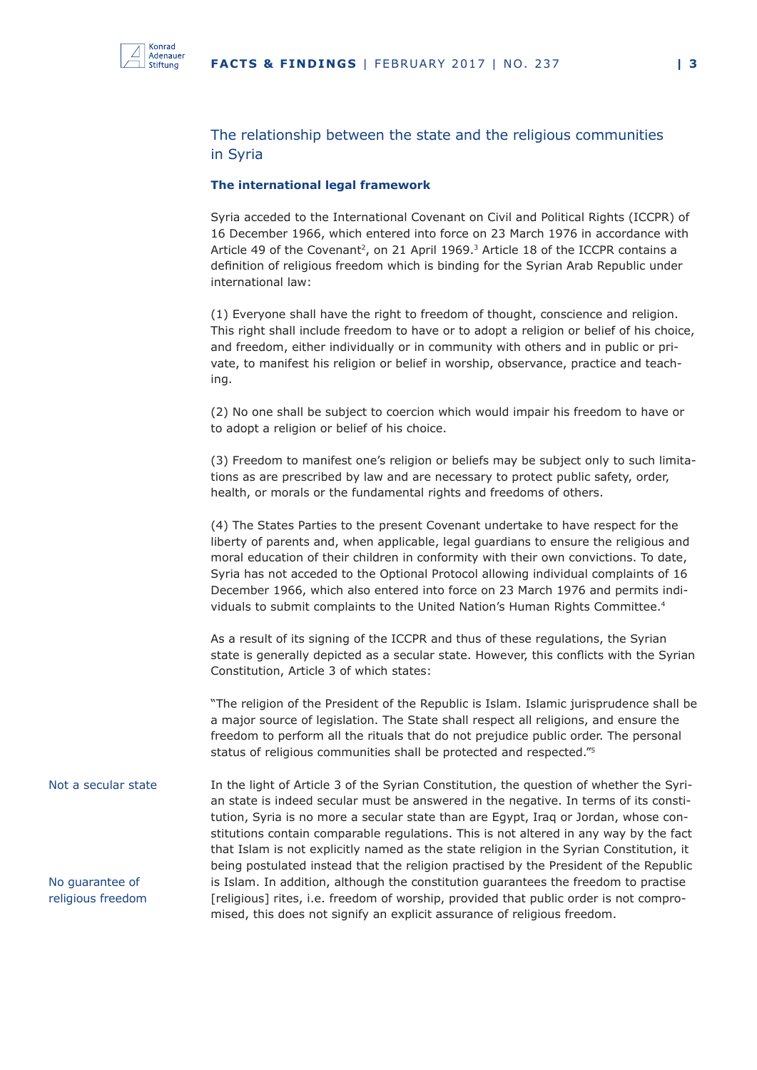## The relationship between the state and the religious communities in Syria

### The international legal framework

Syria acceded to the International Covenant on Civil and Political Rights (ICCPR) of 16 December 1966, which entered into force on 23 March 1976 in accordance with Article 49 of the Covenant[2], on 21 April 1969.[3] Article 18 of the ICCPR contains a definition of religious freedom which is binding for the Syrian Arab Republic under international law:

(1) Everyone shall have the right to freedom of thought, conscience and religion. This right shall include freedom to have or to adopt a religion or belief of his choice, and freedom, either individually or in community with others and in public or private, to manifest his religion or belief in worship, observance, practice and teaching.

(2) No one shall be subject to coercion which would impair his freedom to have or to adopt a religion or belief of his choice.

(3) Freedom to manifest one's religion or beliefs may be subject only to such limitations as are prescribed by law and are necessary to protect public safety, order, health, or morals or the fundamental rights and freedoms of others.

(4) The States Parties to the present Covenant undertake to have respect for the liberty of parents and, when applicable, legal guardians to ensure the religious and moral education of their children in conformity with their own convictions. To date, Syria has not acceded to the Optional Protocol allowing individual complaints of 16 December 1966, which also entered into force on 23 March 1976 and permits individuals to submit complaints to the United Nation's Human Rights Committee.[4]

As a result of its signing of the ICCPR and thus of these regulations, the Syrian state is generally depicted as a secular state. However, this conflicts with the Syrian Constitution, Article 3 of which states:

"The religion of the President of the Republic is Islam. Islamic jurisprudence shall be a major source of legislation. The State shall respect all religions, and ensure the freedom to perform all the rituals that do not prejudice public order. The personal status of religious communities shall be protected and respected."[5]

*Not a secular state*

In the light of Article 3 of the Syrian Constitution, the question of whether the Syrian state is indeed secular must be answered in the negative. In terms of its constitution, Syria is no more a secular state than are Egypt, Iraq or Jordan, whose constitutions contain comparable regulations. This is not altered in any way by the fact that Islam is not explicitly named as the state religion in the Syrian Constitution, it being postulated instead that the religion practised by the President of the Republic is Islam. In addition, although the constitution guarantees the freedom to practise [religious] rites, i.e. freedom of worship, provided that public order is not compromised, this does not signify an explicit assurance of religious freedom.

*No guarantee of religious freedom*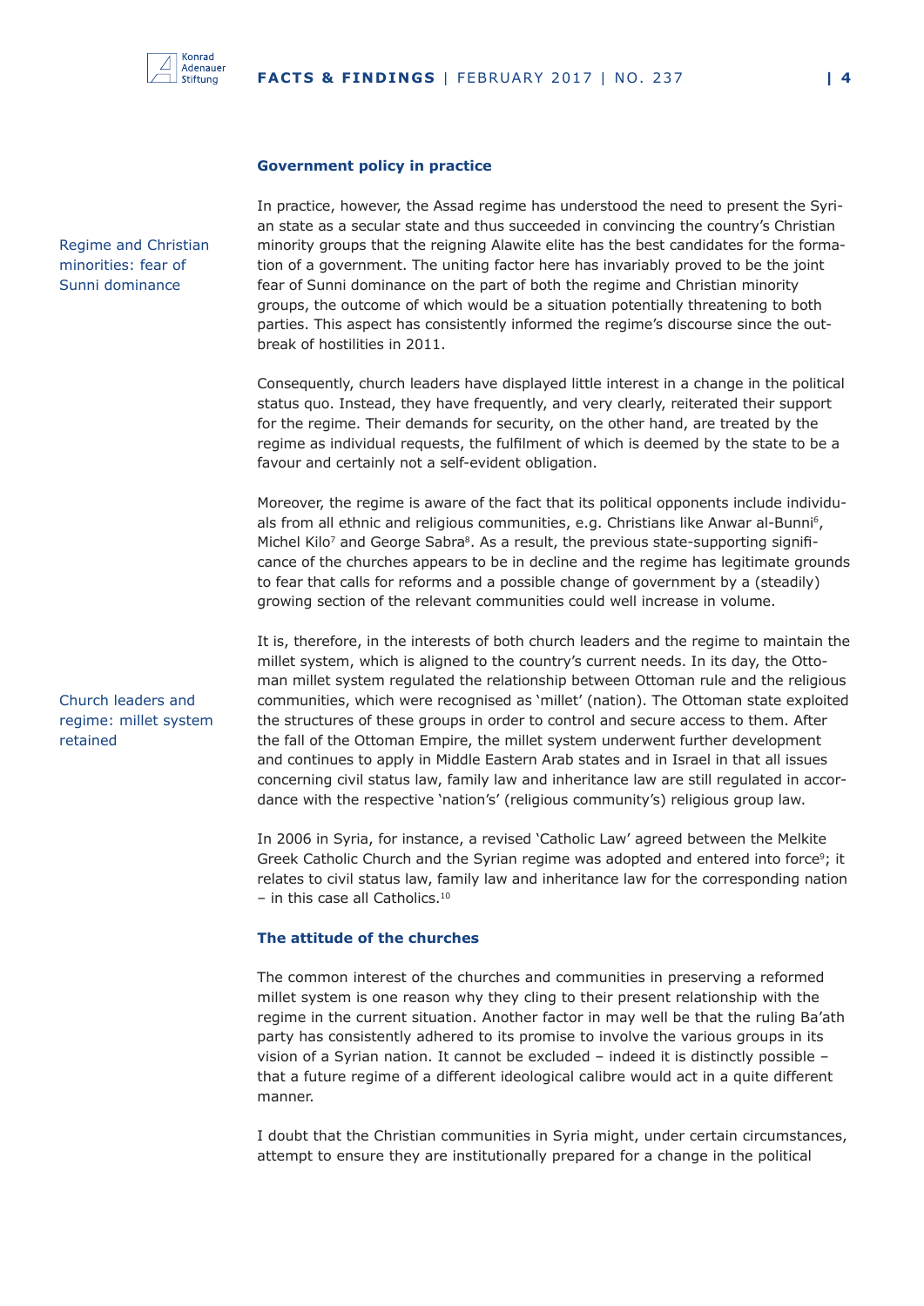## Government policy in practice

Regime and Christian minorities: fear of Sunni dominance

In practice, however, the Assad regime has understood the need to present the Syrian state as a secular state and thus succeeded in convincing the country's Christian minority groups that the reigning Alawite elite has the best candidates for the formation of a government. The uniting factor here has invariably proved to be the joint fear of Sunni dominance on the part of both the regime and Christian minority groups, the outcome of which would be a situation potentially threatening to both parties. This aspect has consistently informed the regime's discourse since the outbreak of hostilities in 2011.

Consequently, church leaders have displayed little interest in a change in the political status quo. Instead, they have frequently, and very clearly, reiterated their support for the regime. Their demands for security, on the other hand, are treated by the regime as individual requests, the fulfilment of which is deemed by the state to be a favour and certainly not a self-evident obligation.

Moreover, the regime is aware of the fact that its political opponents include individuals from all ethnic and religious communities, e.g. Christians like Anwar al-Bunni[6], Michel Kilo[7] and George Sabra[8]. As a result, the previous state-supporting significance of the churches appears to be in decline and the regime has legitimate grounds to fear that calls for reforms and a possible change of government by a (steadily) growing section of the relevant communities could well increase in volume.

Church leaders and regime: millet system retained

It is, therefore, in the interests of both church leaders and the regime to maintain the millet system, which is aligned to the country's current needs. In its day, the Ottoman millet system regulated the relationship between Ottoman rule and the religious communities, which were recognised as 'millet' (nation). The Ottoman state exploited the structures of these groups in order to control and secure access to them. After the fall of the Ottoman Empire, the millet system underwent further development and continues to apply in Middle Eastern Arab states and in Israel in that all issues concerning civil status law, family law and inheritance law are still regulated in accordance with the respective 'nation's' (religious community's) religious group law.

In 2006 in Syria, for instance, a revised 'Catholic Law' agreed between the Melkite Greek Catholic Church and the Syrian regime was adopted and entered into force[9]; it relates to civil status law, family law and inheritance law for the corresponding nation – in this case all Catholics.[10]

## The attitude of the churches

The common interest of the churches and communities in preserving a reformed millet system is one reason why they cling to their present relationship with the regime in the current situation. Another factor in may well be that the ruling Ba'ath party has consistently adhered to its promise to involve the various groups in its vision of a Syrian nation. It cannot be excluded – indeed it is distinctly possible – that a future regime of a different ideological calibre would act in a quite different manner.

I doubt that the Christian communities in Syria might, under certain circumstances, attempt to ensure they are institutionally prepared for a change in the political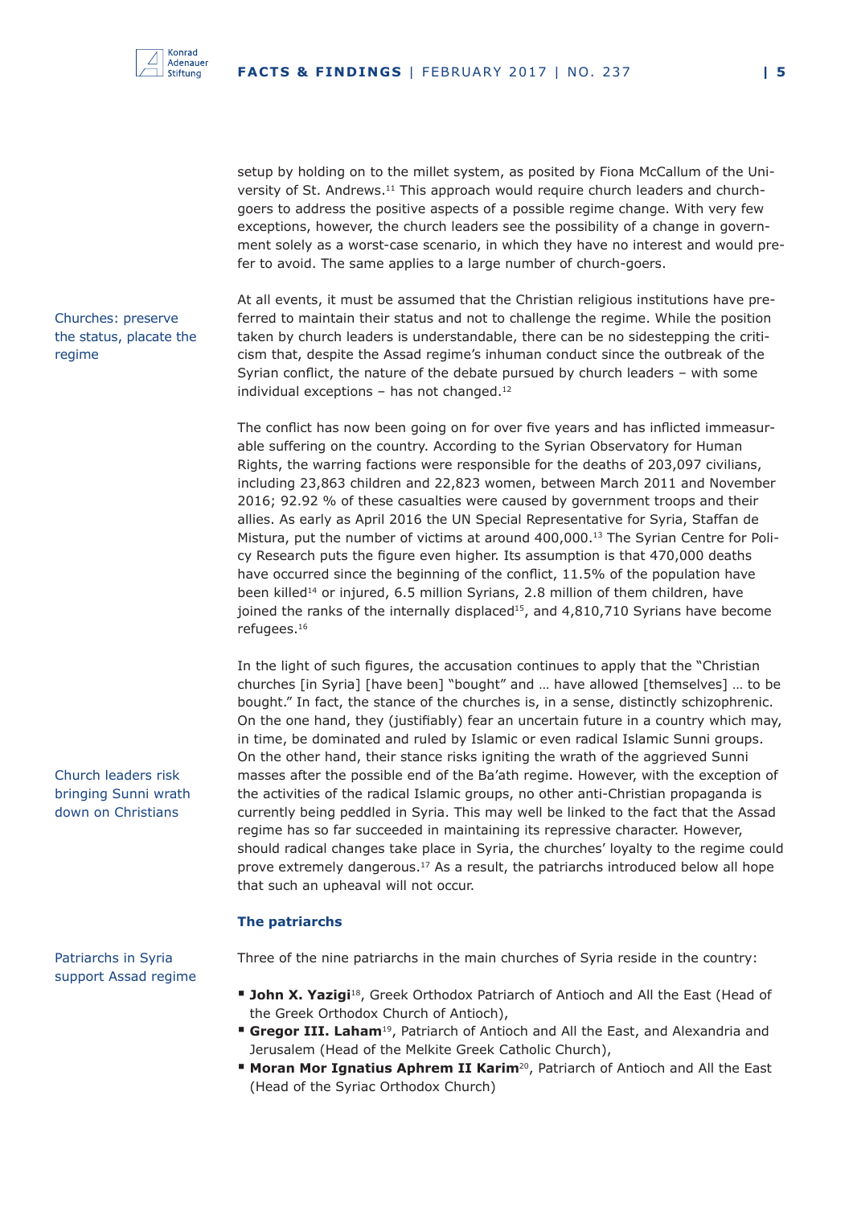setup by holding on to the millet system, as posited by Fiona McCallum of the University of St. Andrews.[11] This approach would require church leaders and church-goers to address the positive aspects of a possible regime change. With very few exceptions, however, the church leaders see the possibility of a change in government solely as a worst-case scenario, in which they have no interest and would prefer to avoid. The same applies to a large number of church-goers.

Churches: preserve the status, placate the regime

At all events, it must be assumed that the Christian religious institutions have preferred to maintain their status and not to challenge the regime. While the position taken by church leaders is understandable, there can be no sidestepping the criticism that, despite the Assad regime's inhuman conduct since the outbreak of the Syrian conflict, the nature of the debate pursued by church leaders – with some individual exceptions – has not changed.[12]

The conflict has now been going on for over five years and has inflicted immeasurable suffering on the country. According to the Syrian Observatory for Human Rights, the warring factions were responsible for the deaths of 203,097 civilians, including 23,863 children and 22,823 women, between March 2011 and November 2016; 92.92 % of these casualties were caused by government troops and their allies. As early as April 2016 the UN Special Representative for Syria, Staffan de Mistura, put the number of victims at around 400,000.[13] The Syrian Centre for Policy Research puts the figure even higher. Its assumption is that 470,000 deaths have occurred since the beginning of the conflict, 11.5% of the population have been killed[14] or injured, 6.5 million Syrians, 2.8 million of them children, have joined the ranks of the internally displaced[15], and 4,810,710 Syrians have become refugees.[16]

Church leaders risk bringing Sunni wrath down on Christians

In the light of such figures, the accusation continues to apply that the "Christian churches [in Syria] [have been] "bought" and … have allowed [themselves] … to be bought." In fact, the stance of the churches is, in a sense, distinctly schizophrenic. On the one hand, they (justifiably) fear an uncertain future in a country which may, in time, be dominated and ruled by Islamic or even radical Islamic Sunni groups. On the other hand, their stance risks igniting the wrath of the aggrieved Sunni masses after the possible end of the Ba'ath regime. However, with the exception of the activities of the radical Islamic groups, no other anti-Christian propaganda is currently being peddled in Syria. This may well be linked to the fact that the Assad regime has so far succeeded in maintaining its repressive character. However, should radical changes take place in Syria, the churches' loyalty to the regime could prove extremely dangerous.[17] As a result, the patriarchs introduced below all hope that such an upheaval will not occur.

### The patriarchs

Patriarchs in Syria support Assad regime

Three of the nine patriarchs in the main churches of Syria reside in the country:

- **John X. Yazigi**[18], Greek Orthodox Patriarch of Antioch and All the East (Head of the Greek Orthodox Church of Antioch),
- **Gregor III. Laham**[19], Patriarch of Antioch and All the East, and Alexandria and Jerusalem (Head of the Melkite Greek Catholic Church),
- **Moran Mor Ignatius Aphrem II Karim**[20], Patriarch of Antioch and All the East (Head of the Syriac Orthodox Church)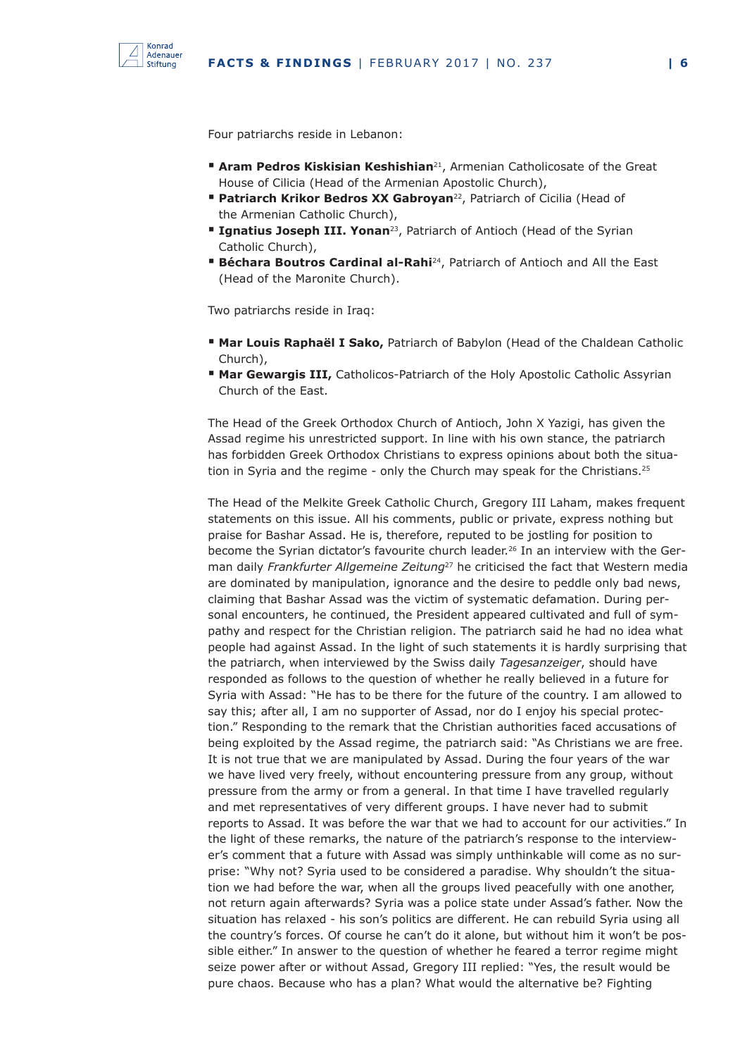Four patriarchs reside in Lebanon:

- **Aram Pedros Kiskisian Keshishian**[21], Armenian Catholicosate of the Great House of Cilicia (Head of the Armenian Apostolic Church),
- **Patriarch Krikor Bedros XX Gabroyan**[22], Patriarch of Cicilia (Head of the Armenian Catholic Church),
- **Ignatius Joseph III. Yonan**[23], Patriarch of Antioch (Head of the Syrian Catholic Church),
- **Béchara Boutros Cardinal al-Rahi**[24], Patriarch of Antioch and All the East (Head of the Maronite Church).

Two patriarchs reside in Iraq:

- **Mar Louis Raphaël I Sako,** Patriarch of Babylon (Head of the Chaldean Catholic Church),
- **Mar Gewargis III,** Catholicos-Patriarch of the Holy Apostolic Catholic Assyrian Church of the East.

The Head of the Greek Orthodox Church of Antioch, John X Yazigi, has given the Assad regime his unrestricted support. In line with his own stance, the patriarch has forbidden Greek Orthodox Christians to express opinions about both the situation in Syria and the regime - only the Church may speak for the Christians.[25]

The Head of the Melkite Greek Catholic Church, Gregory III Laham, makes frequent statements on this issue. All his comments, public or private, express nothing but praise for Bashar Assad. He is, therefore, reputed to be jostling for position to become the Syrian dictator's favourite church leader.[26] In an interview with the German daily *Frankfurter Allgemeine Zeitung*[27] he criticised the fact that Western media are dominated by manipulation, ignorance and the desire to peddle only bad news, claiming that Bashar Assad was the victim of systematic defamation. During personal encounters, he continued, the President appeared cultivated and full of sympathy and respect for the Christian religion. The patriarch said he had no idea what people had against Assad. In the light of such statements it is hardly surprising that the patriarch, when interviewed by the Swiss daily *Tagesanzeiger*, should have responded as follows to the question of whether he really believed in a future for Syria with Assad: "He has to be there for the future of the country. I am allowed to say this; after all, I am no supporter of Assad, nor do I enjoy his special protection." Responding to the remark that the Christian authorities faced accusations of being exploited by the Assad regime, the patriarch said: "As Christians we are free. It is not true that we are manipulated by Assad. During the four years of the war we have lived very freely, without encountering pressure from any group, without pressure from the army or from a general. In that time I have travelled regularly and met representatives of very different groups. I have never had to submit reports to Assad. It was before the war that we had to account for our activities." In the light of these remarks, the nature of the patriarch's response to the interviewer's comment that a future with Assad was simply unthinkable will come as no surprise: "Why not? Syria used to be considered a paradise. Why shouldn't the situation we had before the war, when all the groups lived peacefully with one another, not return again afterwards? Syria was a police state under Assad's father. Now the situation has relaxed - his son's politics are different. He can rebuild Syria using all the country's forces. Of course he can't do it alone, but without him it won't be possible either." In answer to the question of whether he feared a terror regime might seize power after or without Assad, Gregory III replied: "Yes, the result would be pure chaos. Because who has a plan? What would the alternative be? Fighting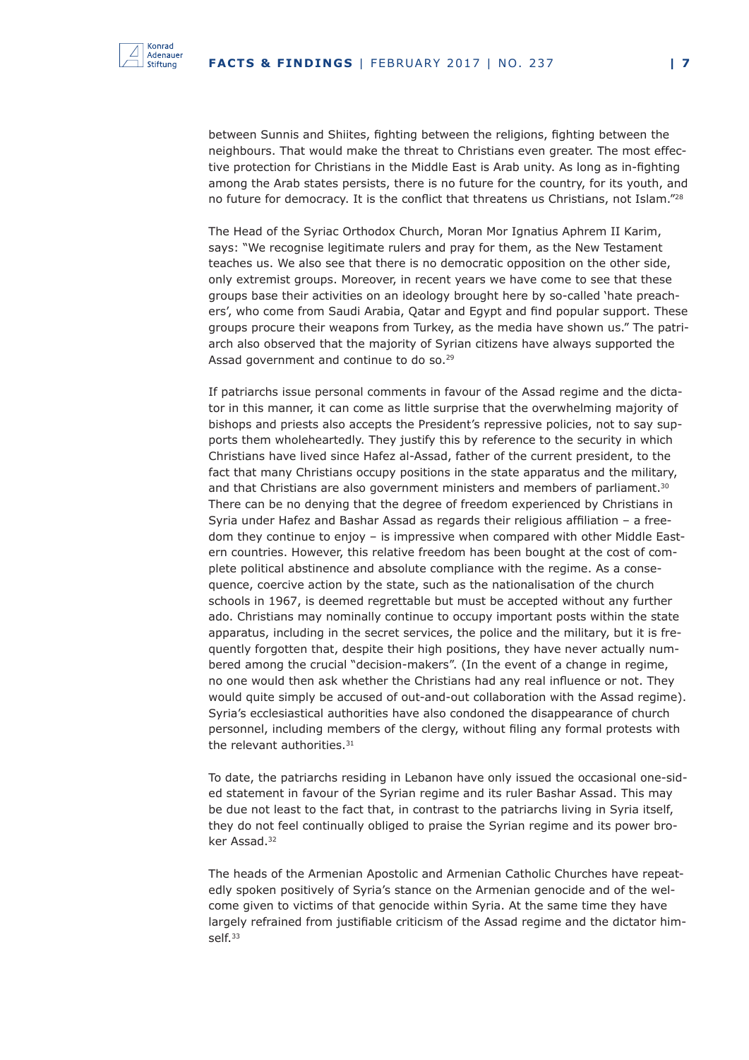between Sunnis and Shiites, fighting between the religions, fighting between the neighbours. That would make the threat to Christians even greater. The most effective protection for Christians in the Middle East is Arab unity. As long as in-fighting among the Arab states persists, there is no future for the country, for its youth, and no future for democracy. It is the conflict that threatens us Christians, not Islam."[28]

The Head of the Syriac Orthodox Church, Moran Mor Ignatius Aphrem II Karim, says: "We recognise legitimate rulers and pray for them, as the New Testament teaches us. We also see that there is no democratic opposition on the other side, only extremist groups. Moreover, in recent years we have come to see that these groups base their activities on an ideology brought here by so-called 'hate preachers', who come from Saudi Arabia, Qatar and Egypt and find popular support. These groups procure their weapons from Turkey, as the media have shown us." The patriarch also observed that the majority of Syrian citizens have always supported the Assad government and continue to do so.[29]

If patriarchs issue personal comments in favour of the Assad regime and the dictator in this manner, it can come as little surprise that the overwhelming majority of bishops and priests also accepts the President's repressive policies, not to say supports them wholeheartedly. They justify this by reference to the security in which Christians have lived since Hafez al-Assad, father of the current president, to the fact that many Christians occupy positions in the state apparatus and the military, and that Christians are also government ministers and members of parliament.[30] There can be no denying that the degree of freedom experienced by Christians in Syria under Hafez and Bashar Assad as regards their religious affiliation – a freedom they continue to enjoy – is impressive when compared with other Middle Eastern countries. However, this relative freedom has been bought at the cost of complete political abstinence and absolute compliance with the regime. As a consequence, coercive action by the state, such as the nationalisation of the church schools in 1967, is deemed regrettable but must be accepted without any further ado. Christians may nominally continue to occupy important posts within the state apparatus, including in the secret services, the police and the military, but it is frequently forgotten that, despite their high positions, they have never actually numbered among the crucial "decision-makers". (In the event of a change in regime, no one would then ask whether the Christians had any real influence or not. They would quite simply be accused of out-and-out collaboration with the Assad regime). Syria's ecclesiastical authorities have also condoned the disappearance of church personnel, including members of the clergy, without filing any formal protests with the relevant authorities.[31]

To date, the patriarchs residing in Lebanon have only issued the occasional one-sided statement in favour of the Syrian regime and its ruler Bashar Assad. This may be due not least to the fact that, in contrast to the patriarchs living in Syria itself, they do not feel continually obliged to praise the Syrian regime and its power broker Assad.[32]

The heads of the Armenian Apostolic and Armenian Catholic Churches have repeatedly spoken positively of Syria's stance on the Armenian genocide and of the welcome given to victims of that genocide within Syria. At the same time they have largely refrained from justifiable criticism of the Assad regime and the dictator himself.[33]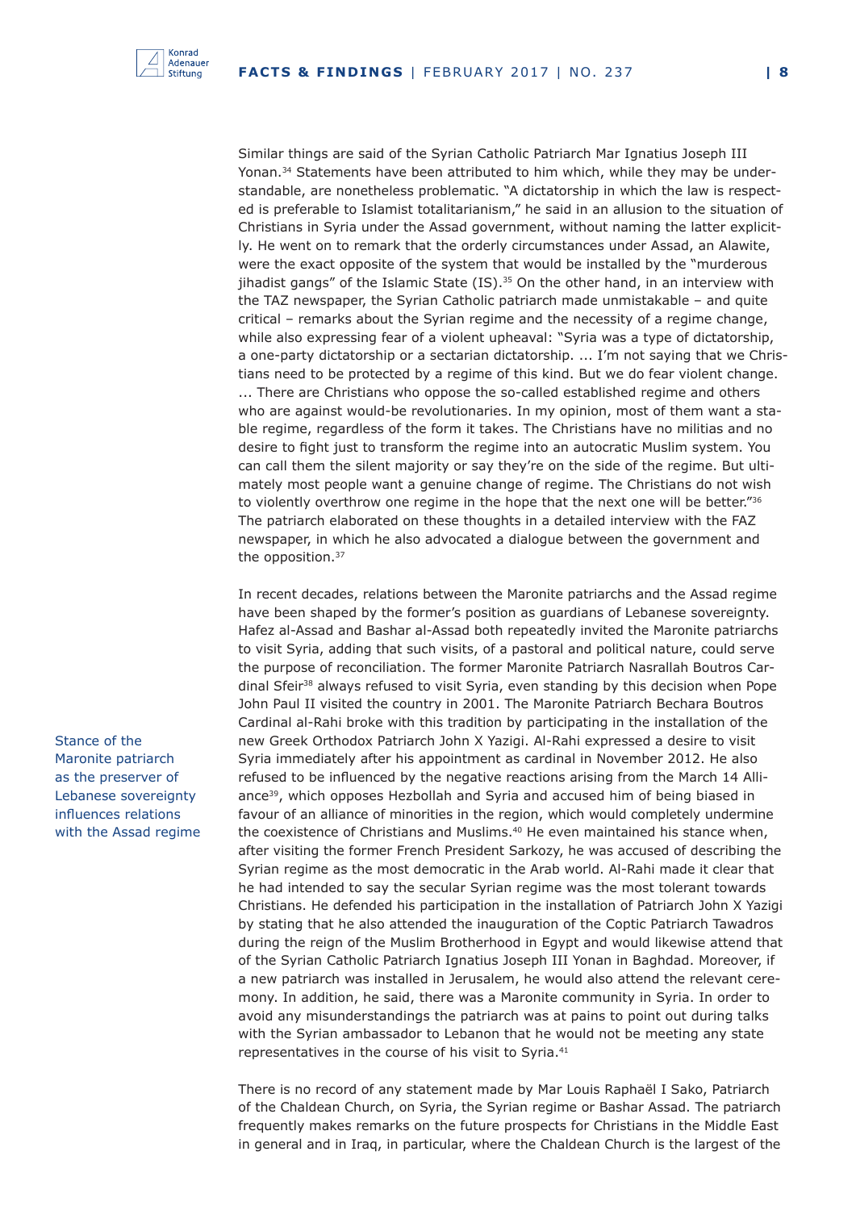Similar things are said of the Syrian Catholic Patriarch Mar Ignatius Joseph III Yonan.[34] Statements have been attributed to him which, while they may be understandable, are nonetheless problematic. "A dictatorship in which the law is respected is preferable to Islamist totalitarianism," he said in an allusion to the situation of Christians in Syria under the Assad government, without naming the latter explicitly. He went on to remark that the orderly circumstances under Assad, an Alawite, were the exact opposite of the system that would be installed by the "murderous jihadist gangs" of the Islamic State (IS).[35] On the other hand, in an interview with the TAZ newspaper, the Syrian Catholic patriarch made unmistakable – and quite critical – remarks about the Syrian regime and the necessity of a regime change, while also expressing fear of a violent upheaval: "Syria was a type of dictatorship, a one-party dictatorship or a sectarian dictatorship. ... I'm not saying that we Christians need to be protected by a regime of this kind. But we do fear violent change. ... There are Christians who oppose the so-called established regime and others who are against would-be revolutionaries. In my opinion, most of them want a stable regime, regardless of the form it takes. The Christians have no militias and no desire to fight just to transform the regime into an autocratic Muslim system. You can call them the silent majority or say they're on the side of the regime. But ultimately most people want a genuine change of regime. The Christians do not wish to violently overthrow one regime in the hope that the next one will be better."[36] The patriarch elaborated on these thoughts in a detailed interview with the FAZ newspaper, in which he also advocated a dialogue between the government and the opposition.[37]

Stance of the Maronite patriarch as the preserver of Lebanese sovereignty influences relations with the Assad regime

In recent decades, relations between the Maronite patriarchs and the Assad regime have been shaped by the former's position as guardians of Lebanese sovereignty. Hafez al-Assad and Bashar al-Assad both repeatedly invited the Maronite patriarchs to visit Syria, adding that such visits, of a pastoral and political nature, could serve the purpose of reconciliation. The former Maronite Patriarch Nasrallah Boutros Cardinal Sfeir[38] always refused to visit Syria, even standing by this decision when Pope John Paul II visited the country in 2001. The Maronite Patriarch Bechara Boutros Cardinal al-Rahi broke with this tradition by participating in the installation of the new Greek Orthodox Patriarch John X Yazigi. Al-Rahi expressed a desire to visit Syria immediately after his appointment as cardinal in November 2012. He also refused to be influenced by the negative reactions arising from the March 14 Alliance[39], which opposes Hezbollah and Syria and accused him of being biased in favour of an alliance of minorities in the region, which would completely undermine the coexistence of Christians and Muslims.[40] He even maintained his stance when, after visiting the former French President Sarkozy, he was accused of describing the Syrian regime as the most democratic in the Arab world. Al-Rahi made it clear that he had intended to say the secular Syrian regime was the most tolerant towards Christians. He defended his participation in the installation of Patriarch John X Yazigi by stating that he also attended the inauguration of the Coptic Patriarch Tawadros during the reign of the Muslim Brotherhood in Egypt and would likewise attend that of the Syrian Catholic Patriarch Ignatius Joseph III Yonan in Baghdad. Moreover, if a new patriarch was installed in Jerusalem, he would also attend the relevant ceremony. In addition, he said, there was a Maronite community in Syria. In order to avoid any misunderstandings the patriarch was at pains to point out during talks with the Syrian ambassador to Lebanon that he would not be meeting any state representatives in the course of his visit to Syria.[41]

There is no record of any statement made by Mar Louis Raphaël I Sako, Patriarch of the Chaldean Church, on Syria, the Syrian regime or Bashar Assad. The patriarch frequently makes remarks on the future prospects for Christians in the Middle East in general and in Iraq, in particular, where the Chaldean Church is the largest of the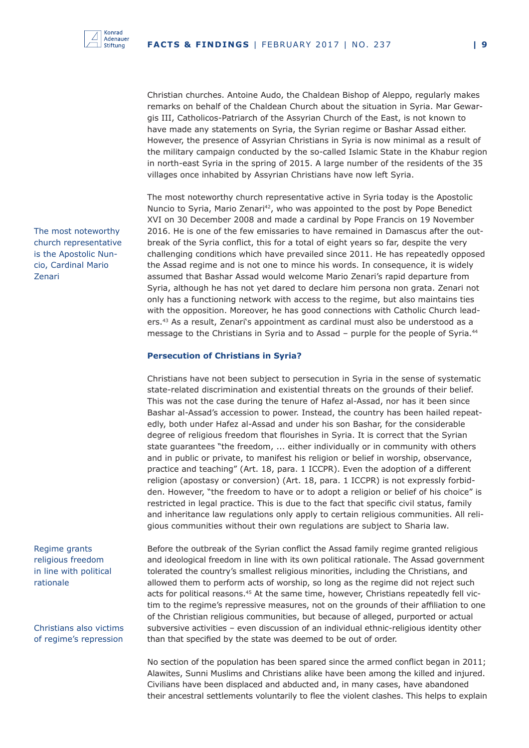Christian churches. Antoine Audo, the Chaldean Bishop of Aleppo, regularly makes remarks on behalf of the Chaldean Church about the situation in Syria. Mar Gewargis III, Catholicos-Patriarch of the Assyrian Church of the East, is not known to have made any statements on Syria, the Syrian regime or Bashar Assad either. However, the presence of Assyrian Christians in Syria is now minimal as a result of the military campaign conducted by the so-called Islamic State in the Khabur region in north-east Syria in the spring of 2015. A large number of the residents of the 35 villages once inhabited by Assyrian Christians have now left Syria.

The most noteworthy church representative is the Apostolic Nuncio, Cardinal Mario Zenari

The most noteworthy church representative active in Syria today is the Apostolic Nuncio to Syria, Mario Zenari[42], who was appointed to the post by Pope Benedict XVI on 30 December 2008 and made a cardinal by Pope Francis on 19 November 2016. He is one of the few emissaries to have remained in Damascus after the outbreak of the Syria conflict, this for a total of eight years so far, despite the very challenging conditions which have prevailed since 2011. He has repeatedly opposed the Assad regime and is not one to mince his words. In consequence, it is widely assumed that Bashar Assad would welcome Mario Zenari's rapid departure from Syria, although he has not yet dared to declare him persona non grata. Zenari not only has a functioning network with access to the regime, but also maintains ties with the opposition. Moreover, he has good connections with Catholic Church leaders.[43] As a result, Zenari's appointment as cardinal must also be understood as a message to the Christians in Syria and to Assad – purple for the people of Syria.[44]

### Persecution of Christians in Syria?

Christians have not been subject to persecution in Syria in the sense of systematic state-related discrimination and existential threats on the grounds of their belief. This was not the case during the tenure of Hafez al-Assad, nor has it been since Bashar al-Assad's accession to power. Instead, the country has been hailed repeatedly, both under Hafez al-Assad and under his son Bashar, for the considerable degree of religious freedom that flourishes in Syria. It is correct that the Syrian state guarantees "the freedom, ... either individually or in community with others and in public or private, to manifest his religion or belief in worship, observance, practice and teaching" (Art. 18, para. 1 ICCPR). Even the adoption of a different religion (apostasy or conversion) (Art. 18, para. 1 ICCPR) is not expressly forbidden. However, "the freedom to have or to adopt a religion or belief of his choice" is restricted in legal practice. This is due to the fact that specific civil status, family and inheritance law regulations only apply to certain religious communities. All religious communities without their own regulations are subject to Sharia law.

Regime grants religious freedom in line with political rationale

Before the outbreak of the Syrian conflict the Assad family regime granted religious and ideological freedom in line with its own political rationale. The Assad government tolerated the country's smallest religious minorities, including the Christians, and allowed them to perform acts of worship, so long as the regime did not reject such acts for political reasons.[45] At the same time, however, Christians repeatedly fell victim to the regime's repressive measures, not on the grounds of their affiliation to one of the Christian religious communities, but because of alleged, purported or actual subversive activities – even discussion of an individual ethnic-religious identity other than that specified by the state was deemed to be out of order.

Christians also victims of regime's repression

No section of the population has been spared since the armed conflict began in 2011; Alawites, Sunni Muslims and Christians alike have been among the killed and injured. Civilians have been displaced and abducted and, in many cases, have abandoned their ancestral settlements voluntarily to flee the violent clashes. This helps to explain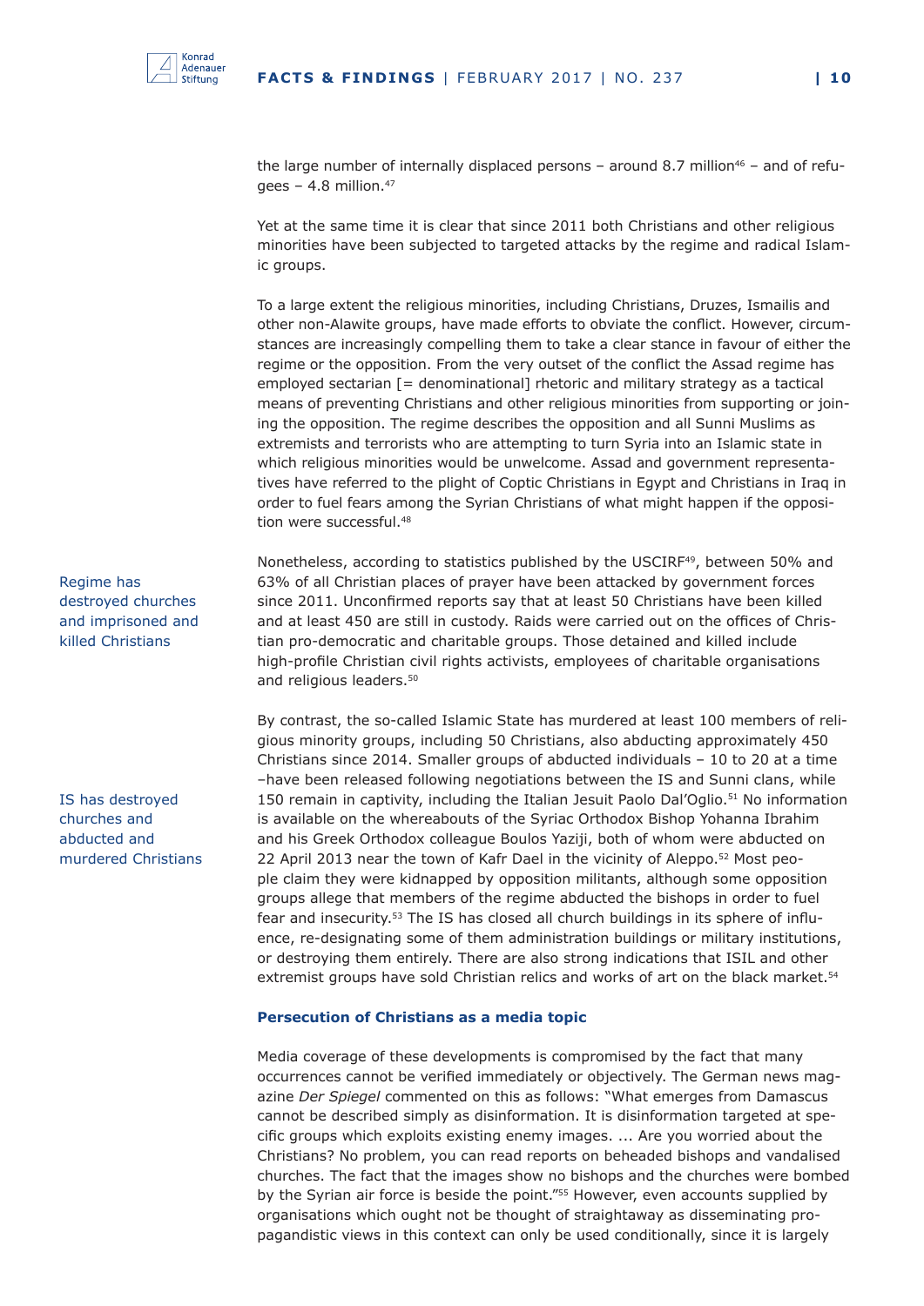the large number of internally displaced persons – around 8.7 million[46] – and of refugees – 4.8 million.[47]

Yet at the same time it is clear that since 2011 both Christians and other religious minorities have been subjected to targeted attacks by the regime and radical Islamic groups.

To a large extent the religious minorities, including Christians, Druzes, Ismailis and other non-Alawite groups, have made efforts to obviate the conflict. However, circumstances are increasingly compelling them to take a clear stance in favour of either the regime or the opposition. From the very outset of the conflict the Assad regime has employed sectarian [= denominational] rhetoric and military strategy as a tactical means of preventing Christians and other religious minorities from supporting or joining the opposition. The regime describes the opposition and all Sunni Muslims as extremists and terrorists who are attempting to turn Syria into an Islamic state in which religious minorities would be unwelcome. Assad and government representatives have referred to the plight of Coptic Christians in Egypt and Christians in Iraq in order to fuel fears among the Syrian Christians of what might happen if the opposition were successful.[48]

Regime has destroyed churches and imprisoned and killed Christians

Nonetheless, according to statistics published by the USCIRF[49], between 50% and 63% of all Christian places of prayer have been attacked by government forces since 2011. Unconfirmed reports say that at least 50 Christians have been killed and at least 450 are still in custody. Raids were carried out on the offices of Christian pro-democratic and charitable groups. Those detained and killed include high-profile Christian civil rights activists, employees of charitable organisations and religious leaders.[50]

IS has destroyed churches and abducted and murdered Christians

By contrast, the so-called Islamic State has murdered at least 100 members of religious minority groups, including 50 Christians, also abducting approximately 450 Christians since 2014. Smaller groups of abducted individuals – 10 to 20 at a time –have been released following negotiations between the IS and Sunni clans, while 150 remain in captivity, including the Italian Jesuit Paolo Dal'Oglio.[51] No information is available on the whereabouts of the Syriac Orthodox Bishop Yohanna Ibrahim and his Greek Orthodox colleague Boulos Yaziji, both of whom were abducted on 22 April 2013 near the town of Kafr Dael in the vicinity of Aleppo.[52] Most people claim they were kidnapped by opposition militants, although some opposition groups allege that members of the regime abducted the bishops in order to fuel fear and insecurity.[53] The IS has closed all church buildings in its sphere of influence, re-designating some of them administration buildings or military institutions, or destroying them entirely. There are also strong indications that ISIL and other extremist groups have sold Christian relics and works of art on the black market.[54]

### Persecution of Christians as a media topic

Media coverage of these developments is compromised by the fact that many occurrences cannot be verified immediately or objectively. The German news magazine *Der Spiegel* commented on this as follows: "What emerges from Damascus cannot be described simply as disinformation. It is disinformation targeted at specific groups which exploits existing enemy images. ... Are you worried about the Christians? No problem, you can read reports on beheaded bishops and vandalised churches. The fact that the images show no bishops and the churches were bombed by the Syrian air force is beside the point."[55] However, even accounts supplied by organisations which ought not be thought of straightaway as disseminating propagandistic views in this context can only be used conditionally, since it is largely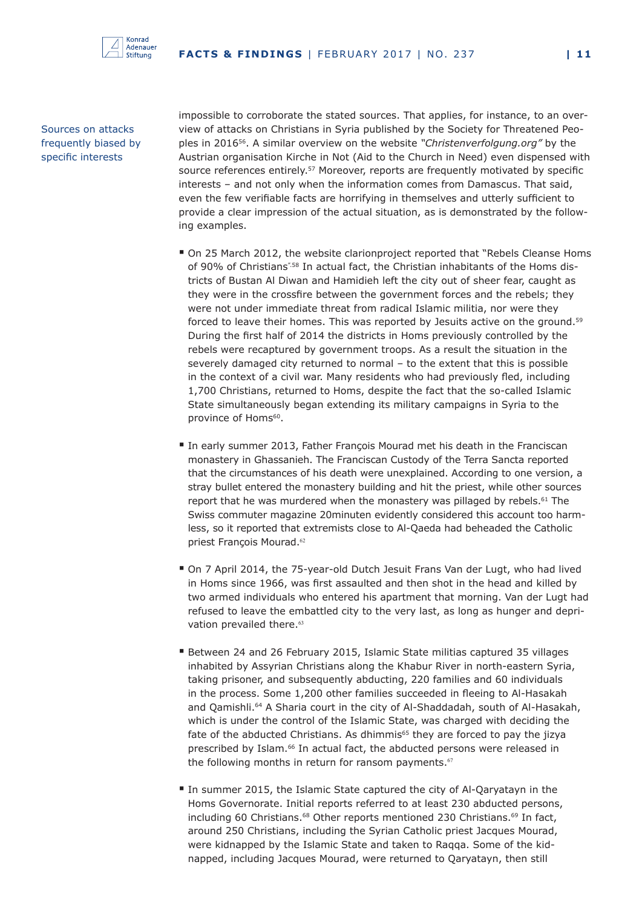Sources on attacks frequently biased by specific interests

impossible to corroborate the stated sources. That applies, for instance, to an overview of attacks on Christians in Syria published by the Society for Threatened Peoples in 2016[56]. A similar overview on the website *"Christenverfolgung.org"* by the Austrian organisation Kirche in Not (Aid to the Church in Need) even dispensed with source references entirely.[57] Moreover, reports are frequently motivated by specific interests – and not only when the information comes from Damascus. That said, even the few verifiable facts are horrifying in themselves and utterly sufficient to provide a clear impression of the actual situation, as is demonstrated by the following examples.

- On 25 March 2012, the website clarionproject reported that "Rebels Cleanse Homs of 90% of Christians".[58] In actual fact, the Christian inhabitants of the Homs districts of Bustan Al Diwan and Hamidieh left the city out of sheer fear, caught as they were in the crossfire between the government forces and the rebels; they were not under immediate threat from radical Islamic militia, nor were they forced to leave their homes. This was reported by Jesuits active on the ground.[59] During the first half of 2014 the districts in Homs previously controlled by the rebels were recaptured by government troops. As a result the situation in the severely damaged city returned to normal – to the extent that this is possible in the context of a civil war. Many residents who had previously fled, including 1,700 Christians, returned to Homs, despite the fact that the so-called Islamic State simultaneously began extending its military campaigns in Syria to the province of Homs[60].

- In early summer 2013, Father François Mourad met his death in the Franciscan monastery in Ghassanieh. The Franciscan Custody of the Terra Sancta reported that the circumstances of his death were unexplained. According to one version, a stray bullet entered the monastery building and hit the priest, while other sources report that he was murdered when the monastery was pillaged by rebels.[61] The Swiss commuter magazine 20minuten evidently considered this account too harmless, so it reported that extremists close to Al-Qaeda had beheaded the Catholic priest François Mourad.[62]

- On 7 April 2014, the 75-year-old Dutch Jesuit Frans Van der Lugt, who had lived in Homs since 1966, was first assaulted and then shot in the head and killed by two armed individuals who entered his apartment that morning. Van der Lugt had refused to leave the embattled city to the very last, as long as hunger and deprivation prevailed there.[63]

- Between 24 and 26 February 2015, Islamic State militias captured 35 villages inhabited by Assyrian Christians along the Khabur River in north-eastern Syria, taking prisoner, and subsequently abducting, 220 families and 60 individuals in the process. Some 1,200 other families succeeded in fleeing to Al-Hasakah and Qamishli.[64] A Sharia court in the city of Al-Shaddadah, south of Al-Hasakah, which is under the control of the Islamic State, was charged with deciding the fate of the abducted Christians. As dhimmis[65] they are forced to pay the jizya prescribed by Islam.[66] In actual fact, the abducted persons were released in the following months in return for ransom payments.[67]

- In summer 2015, the Islamic State captured the city of Al-Qaryatayn in the Homs Governorate. Initial reports referred to at least 230 abducted persons, including 60 Christians.[68] Other reports mentioned 230 Christians.[69] In fact, around 250 Christians, including the Syrian Catholic priest Jacques Mourad, were kidnapped by the Islamic State and taken to Raqqa. Some of the kidnapped, including Jacques Mourad, were returned to Qaryatayn, then still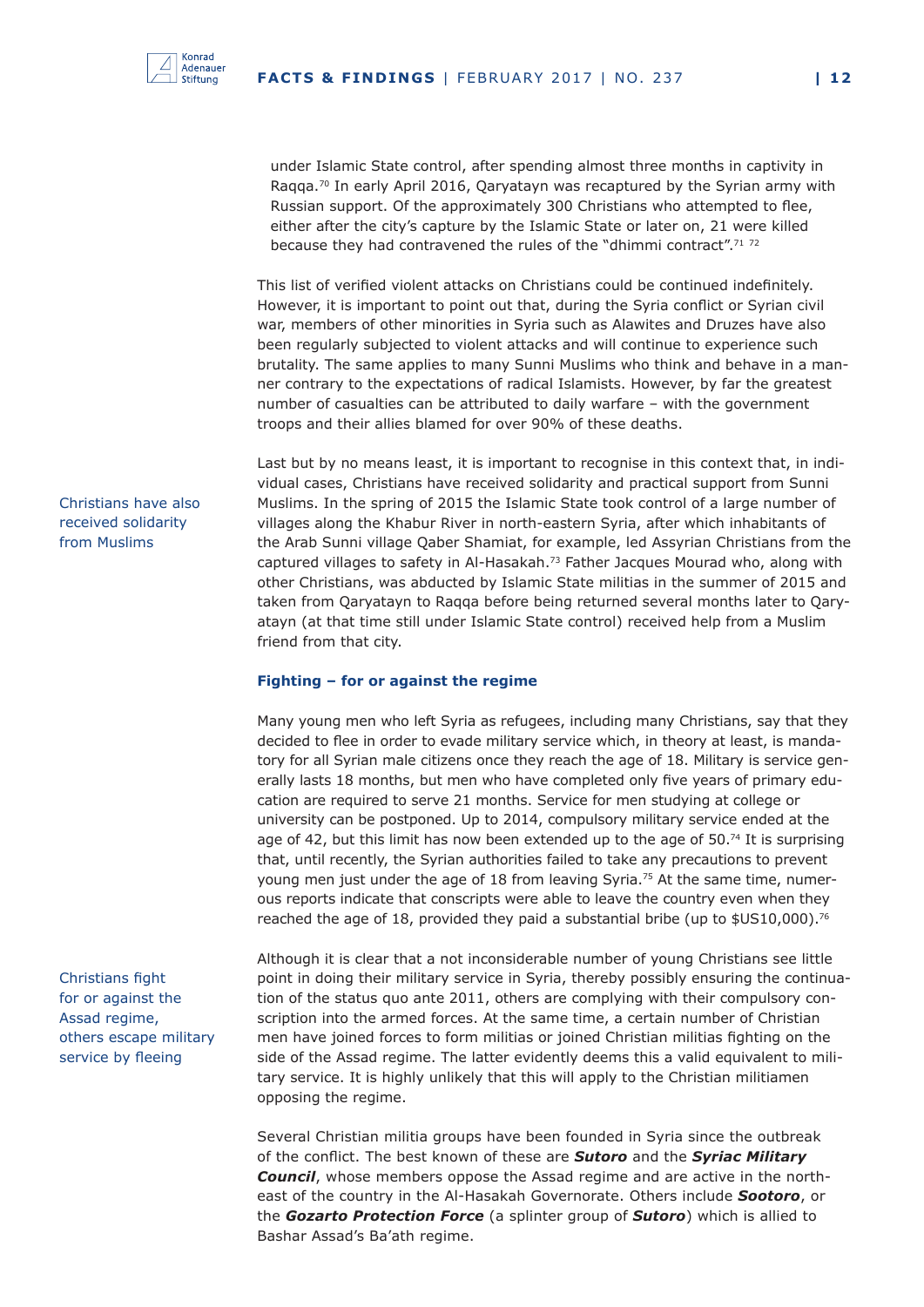under Islamic State control, after spending almost three months in captivity in Raqqa.[70] In early April 2016, Qaryatayn was recaptured by the Syrian army with Russian support. Of the approximately 300 Christians who attempted to flee, either after the city's capture by the Islamic State or later on, 21 were killed because they had contravened the rules of the "dhimmi contract".[71] [72]

This list of verified violent attacks on Christians could be continued indefinitely. However, it is important to point out that, during the Syria conflict or Syrian civil war, members of other minorities in Syria such as Alawites and Druzes have also been regularly subjected to violent attacks and will continue to experience such brutality. The same applies to many Sunni Muslims who think and behave in a manner contrary to the expectations of radical Islamists. However, by far the greatest number of casualties can be attributed to daily warfare – with the government troops and their allies blamed for over 90% of these deaths.

Christians have also received solidarity from Muslims

Last but by no means least, it is important to recognise in this context that, in individual cases, Christians have received solidarity and practical support from Sunni Muslims. In the spring of 2015 the Islamic State took control of a large number of villages along the Khabur River in north-eastern Syria, after which inhabitants of the Arab Sunni village Qaber Shamiat, for example, led Assyrian Christians from the captured villages to safety in Al-Hasakah.[73] Father Jacques Mourad who, along with other Christians, was abducted by Islamic State militias in the summer of 2015 and taken from Qaryatayn to Raqqa before being returned several months later to Qaryatayn (at that time still under Islamic State control) received help from a Muslim friend from that city.

### Fighting – for or against the regime

Many young men who left Syria as refugees, including many Christians, say that they decided to flee in order to evade military service which, in theory at least, is mandatory for all Syrian male citizens once they reach the age of 18. Military service generally lasts 18 months, but men who have completed only five years of primary education are required to serve 21 months. Service for men studying at college or university can be postponed. Up to 2014, compulsory military service ended at the age of 42, but this limit has now been extended up to the age of 50.[74] It is surprising that, until recently, the Syrian authorities failed to take any precautions to prevent young men just under the age of 18 from leaving Syria.[75] At the same time, numerous reports indicate that conscripts were able to leave the country even when they reached the age of 18, provided they paid a substantial bribe (up to $US10,000).[76]

Christians fight for or against the Assad regime, others escape military service by fleeing

Although it is clear that a not inconsiderable number of young Christians see little point in doing their military service in Syria, thereby possibly ensuring the continuation of the status quo ante 2011, others are complying with their compulsory conscription into the armed forces. At the same time, a certain number of Christian men have joined forces to form militias or joined Christian militias fighting on the side of the Assad regime. The latter evidently deems this a valid equivalent to military service. It is highly unlikely that this will apply to the Christian militiamen opposing the regime.

Several Christian militia groups have been founded in Syria since the outbreak of the conflict. The best known of these are ***Sutoro*** and the ***Syriac Military Council***, whose members oppose the Assad regime and are active in the north-east of the country in the Al-Hasakah Governorate. Others include ***Sootoro***, or the ***Gozarto Protection Force*** (a splinter group of ***Sutoro***) which is allied to Bashar Assad's Ba'ath regime.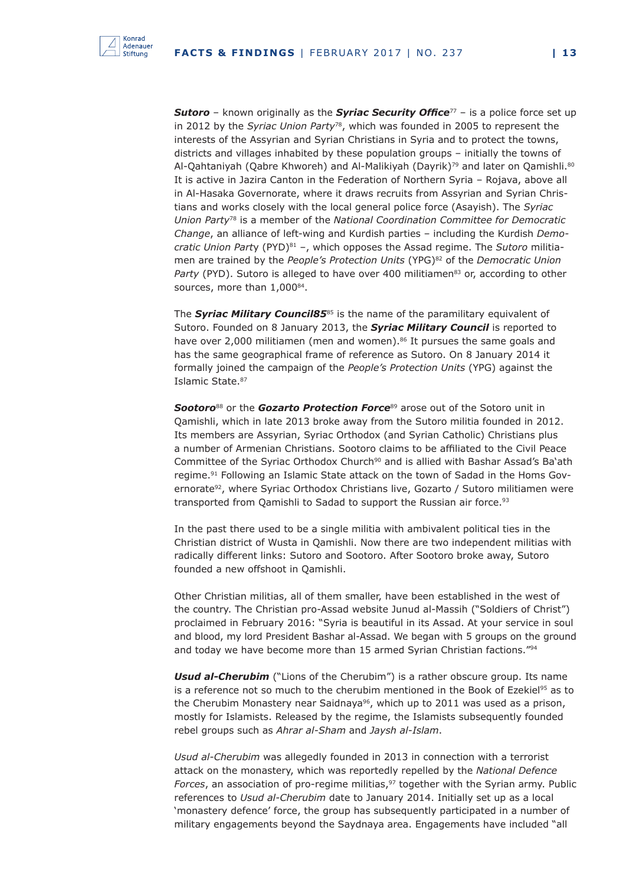***Sutoro*** – known originally as the ***Syriac Security Office***[77] – is a police force set up in 2012 by the *Syriac Union Party*[78], which was founded in 2005 to represent the interests of the Assyrian and Syrian Christians in Syria and to protect the towns, districts and villages inhabited by these population groups – initially the towns of Al-Qahtaniyah (Qabre Khworeh) and Al-Malikiyah (Dayrik)[79] and later on Qamishli.[80] It is active in Jazira Canton in the Federation of Northern Syria – Rojava, above all in Al-Hasaka Governorate, where it draws recruits from Assyrian and Syrian Christians and works closely with the local general police force (Asayish). The *Syriac Union Party*[78] is a member of the *National Coordination Committee for Democratic Change*, an alliance of left-wing and Kurdish parties – including the Kurdish *Democratic Union Party* (PYD)[81] –, which opposes the Assad regime. The *Sutoro* militiamen are trained by the *People's Protection Units* (YPG)[82] of the *Democratic Union Party* (PYD). Sutoro is alleged to have over 400 militiamen[83] or, according to other sources, more than 1,000[84].

The ***Syriac Military Council85***[85] is the name of the paramilitary equivalent of Sutoro. Founded on 8 January 2013, the ***Syriac Military Council*** is reported to have over 2,000 militiamen (men and women).[86] It pursues the same goals and has the same geographical frame of reference as Sutoro. On 8 January 2014 it formally joined the campaign of the *People's Protection Units* (YPG) against the Islamic State.[87]

***Sootoro***[88] or the ***Gozarto Protection Force***[89] arose out of the Sotoro unit in Qamishli, which in late 2013 broke away from the Sutoro militia founded in 2012. Its members are Assyrian, Syriac Orthodox (and Syrian Catholic) Christians plus a number of Armenian Christians. Sootoro claims to be affiliated to the Civil Peace Committee of the Syriac Orthodox Church[90] and is allied with Bashar Assad's Ba'ath regime.[91] Following an Islamic State attack on the town of Sadad in the Homs Governorate[92], where Syriac Orthodox Christians live, Gozarto / Sutoro militiamen were transported from Qamishli to Sadad to support the Russian air force.[93]

In the past there used to be a single militia with ambivalent political ties in the Christian district of Wusta in Qamishli. Now there are two independent militias with radically different links: Sutoro and Sootoro. After Sootoro broke away, Sutoro founded a new offshoot in Qamishli.

Other Christian militias, all of them smaller, have been established in the west of the country. The Christian pro-Assad website Junud al-Massih ("Soldiers of Christ") proclaimed in February 2016: "Syria is beautiful in its Assad. At your service in soul and blood, my lord President Bashar al-Assad. We began with 5 groups on the ground and today we have become more than 15 armed Syrian Christian factions."[94]

***Usud al-Cherubim*** ("Lions of the Cherubim") is a rather obscure group. Its name is a reference not so much to the cherubim mentioned in the Book of Ezekiel[95] as to the Cherubim Monastery near Saidnaya[96], which up to 2011 was used as a prison, mostly for Islamists. Released by the regime, the Islamists subsequently founded rebel groups such as *Ahrar al-Sham* and *Jaysh al-Islam*.

*Usud al-Cherubim* was allegedly founded in 2013 in connection with a terrorist attack on the monastery, which was reportedly repelled by the *National Defence Forces*, an association of pro-regime militias,[97] together with the Syrian army. Public references to *Usud al-Cherubim* date to January 2014. Initially set up as a local 'monastery defence' force, the group has subsequently participated in a number of military engagements beyond the Saydnaya area. Engagements have included "all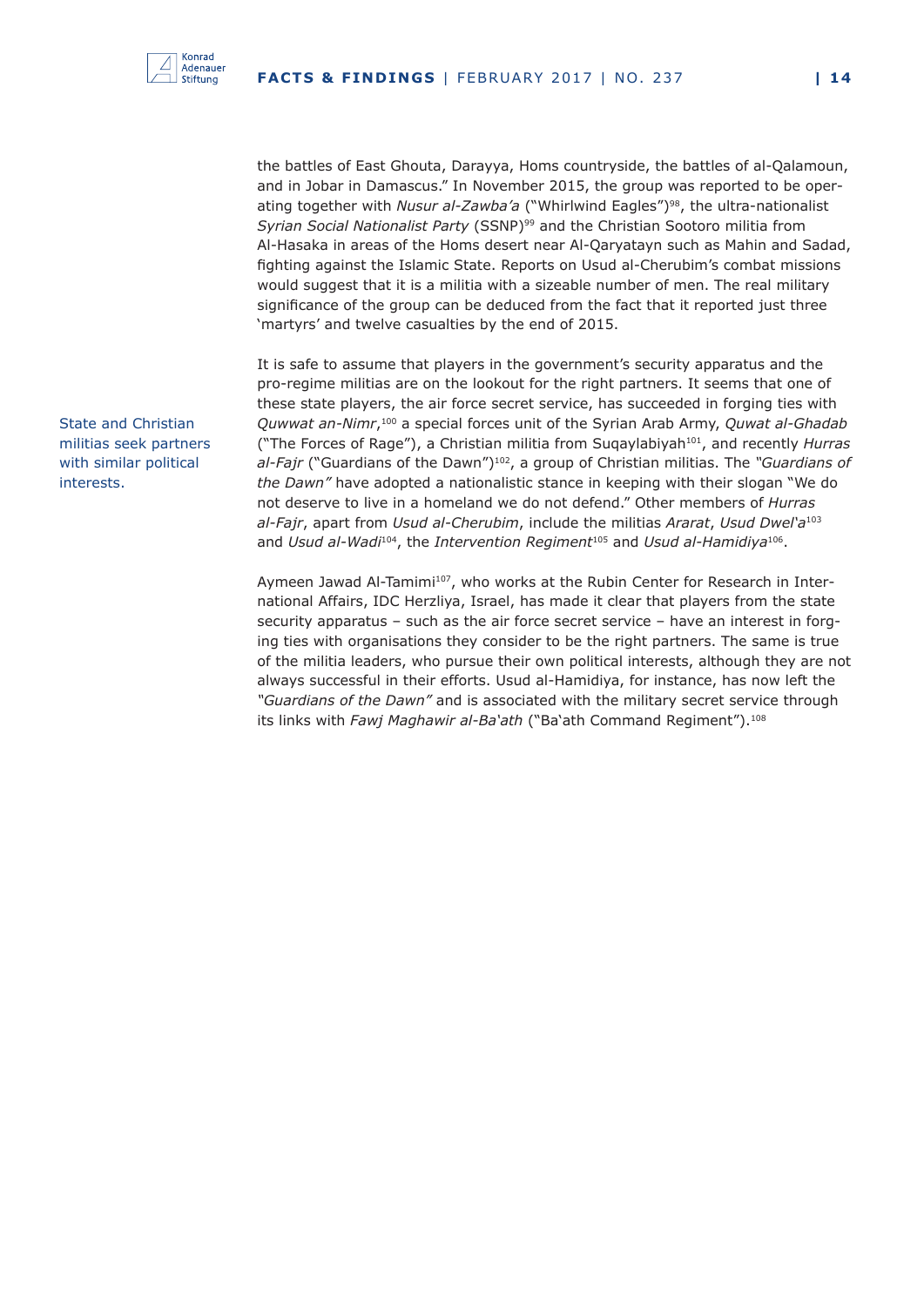the battles of East Ghouta, Darayya, Homs countryside, the battles of al-Qalamoun, and in Jobar in Damascus." In November 2015, the group was reported to be operating together with *Nusur al-Zawba'a* ("Whirlwind Eagles")[98], the ultra-nationalist *Syrian Social Nationalist Party* (SSNP)[99] and the Christian Sootoro militia from Al-Hasaka in areas of the Homs desert near Al-Qaryatayn such as Mahin and Sadad, fighting against the Islamic State. Reports on Usud al-Cherubim's combat missions would suggest that it is a militia with a sizeable number of men. The real military significance of the group can be deduced from the fact that it reported just three 'martyrs' and twelve casualties by the end of 2015.

State and Christian militias seek partners with similar political interests.

It is safe to assume that players in the government's security apparatus and the pro-regime militias are on the lookout for the right partners. It seems that one of these state players, the air force secret service, has succeeded in forging ties with *Quwwat an-Nimr*,[100] a special forces unit of the Syrian Arab Army, *Quwat al-Ghadab* ("The Forces of Rage"), a Christian militia from Suqaylabiyah[101], and recently *Hurras al-Fajr* ("Guardians of the Dawn")[102], a group of Christian militias. The *"Guardians of the Dawn"* have adopted a nationalistic stance in keeping with their slogan "We do not deserve to live in a homeland we do not defend." Other members of *Hurras al-Fajr*, apart from *Usud al-Cherubim*, include the militias *Ararat*, *Usud Dwel'a*[103] and *Usud al-Wadi*[104], the *Intervention Regiment*[105] and *Usud al-Hamidiya*[106].

Aymeen Jawad Al-Tamimi[107], who works at the Rubin Center for Research in International Affairs, IDC Herzliya, Israel, has made it clear that players from the state security apparatus – such as the air force secret service – have an interest in forging ties with organisations they consider to be the right partners. The same is true of the militia leaders, who pursue their own political interests, although they are not always successful in their efforts. Usud al-Hamidiya, for instance, has now left the *"Guardians of the Dawn"* and is associated with the military secret service through its links with *Fawj Maghawir al-Ba'ath* ("Ba'ath Command Regiment").[108]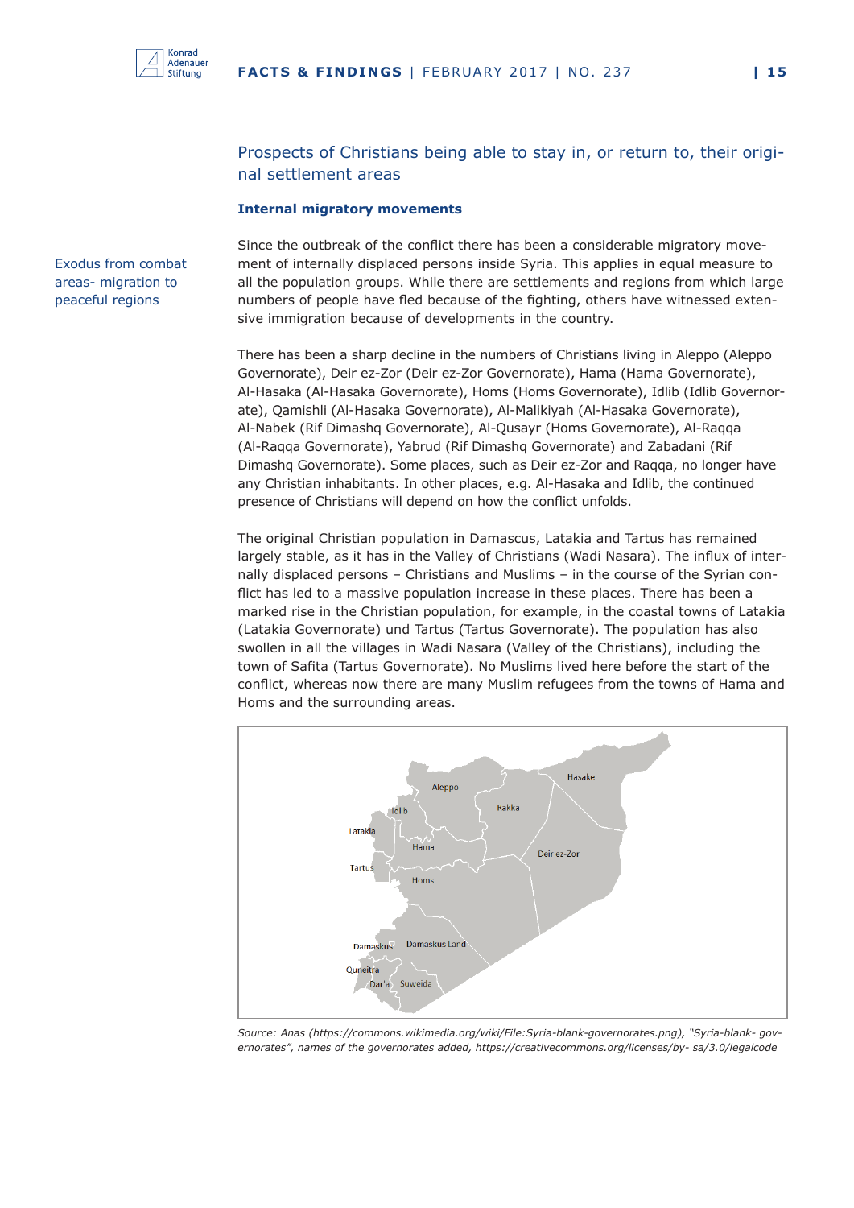## Prospects of Christians being able to stay in, or return to, their original settlement areas

### Internal migratory movements

Exodus from combat areas- migration to peaceful regions

Since the outbreak of the conflict there has been a considerable migratory movement of internally displaced persons inside Syria. This applies in equal measure to all the population groups. While there are settlements and regions from which large numbers of people have fled because of the fighting, others have witnessed extensive immigration because of developments in the country.

There has been a sharp decline in the numbers of Christians living in Aleppo (Aleppo Governorate), Deir ez-Zor (Deir ez-Zor Governorate), Hama (Hama Governorate), Al-Hasaka (Al-Hasaka Governorate), Homs (Homs Governorate), Idlib (Idlib Governorate), Qamishli (Al-Hasaka Governorate), Al-Malikiyah (Al-Hasaka Governorate), Al-Nabek (Rif Dimashq Governorate), Al-Qusayr (Homs Governorate), Al-Raqqa (Al-Raqqa Governorate), Yabrud (Rif Dimashq Governorate) and Zabadani (Rif Dimashq Governorate). Some places, such as Deir ez-Zor and Raqqa, no longer have any Christian inhabitants. In other places, e.g. Al-Hasaka and Idlib, the continued presence of Christians will depend on how the conflict unfolds.

The original Christian population in Damascus, Latakia and Tartus has remained largely stable, as it has in the Valley of Christians (Wadi Nasara). The influx of internally displaced persons – Christians and Muslims – in the course of the Syrian conflict has led to a massive population increase in these places. There has been a marked rise in the Christian population, for example, in the coastal towns of Latakia (Latakia Governorate) und Tartus (Tartus Governorate). The population has also swollen in all the villages in Wadi Nasara (Valley of the Christians), including the town of Safita (Tartus Governorate). No Muslims lived here before the start of the conflict, whereas now there are many Muslim refugees from the towns of Hama and Homs and the surrounding areas.

*Source: Anas (https://commons.wikimedia.org/wiki/File:Syria-blank-governorates.png), "Syria-blank- governorates", names of the governorates added, https://creativecommons.org/licenses/by- sa/3.0/legalcode*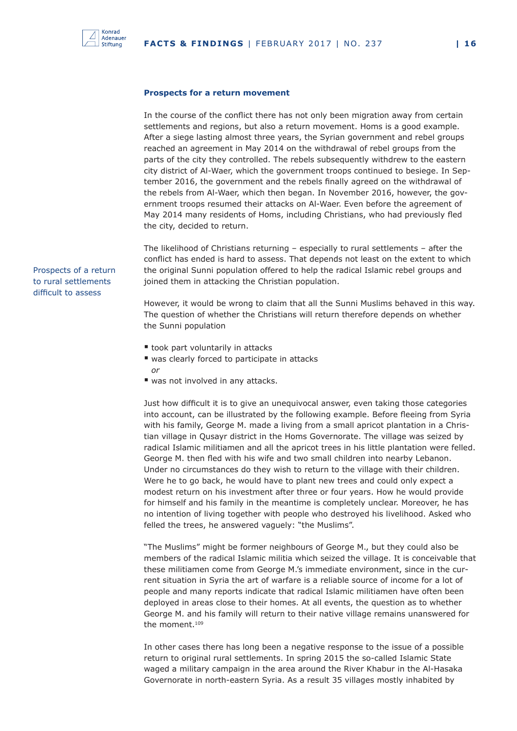### Prospects for a return movement

In the course of the conflict there has not only been migration away from certain settlements and regions, but also a return movement. Homs is a good example. After a siege lasting almost three years, the Syrian government and rebel groups reached an agreement in May 2014 on the withdrawal of rebel groups from the parts of the city they controlled. The rebels subsequently withdrew to the eastern city district of Al-Waer, which the government troops continued to besiege. In September 2016, the government and the rebels finally agreed on the withdrawal of the rebels from Al-Waer, which then began. In November 2016, however, the government troops resumed their attacks on Al-Waer. Even before the agreement of May 2014 many residents of Homs, including Christians, who had previously fled the city, decided to return.

Prospects of a return to rural settlements difficult to assess

The likelihood of Christians returning – especially to rural settlements – after the conflict has ended is hard to assess. That depends not least on the extent to which the original Sunni population offered to help the radical Islamic rebel groups and joined them in attacking the Christian population.

However, it would be wrong to claim that all the Sunni Muslims behaved in this way. The question of whether the Christians will return therefore depends on whether the Sunni population

- took part voluntarily in attacks
- was clearly forced to participate in attacks
  *or*
- was not involved in any attacks.

Just how difficult it is to give an unequivocal answer, even taking those categories into account, can be illustrated by the following example. Before fleeing from Syria with his family, George M. made a living from a small apricot plantation in a Christian village in Qusayr district in the Homs Governorate. The village was seized by radical Islamic militiamen and all the apricot trees in his little plantation were felled. George M. then fled with his wife and two small children into nearby Lebanon. Under no circumstances do they wish to return to the village with their children. Were he to go back, he would have to plant new trees and could only expect a modest return on his investment after three or four years. How he would provide for himself and his family in the meantime is completely unclear. Moreover, he has no intention of living together with people who destroyed his livelihood. Asked who felled the trees, he answered vaguely: "the Muslims".

"The Muslims" might be former neighbours of George M., but they could also be members of the radical Islamic militia which seized the village. It is conceivable that these militiamen come from George M.'s immediate environment, since in the current situation in Syria the art of warfare is a reliable source of income for a lot of people and many reports indicate that radical Islamic militiamen have often been deployed in areas close to their homes. At all events, the question as to whether George M. and his family will return to their native village remains unanswered for the moment.[109]

In other cases there has long been a negative response to the issue of a possible return to original rural settlements. In spring 2015 the so-called Islamic State waged a military campaign in the area around the River Khabur in the Al-Hasaka Governorate in north-eastern Syria. As a result 35 villages mostly inhabited by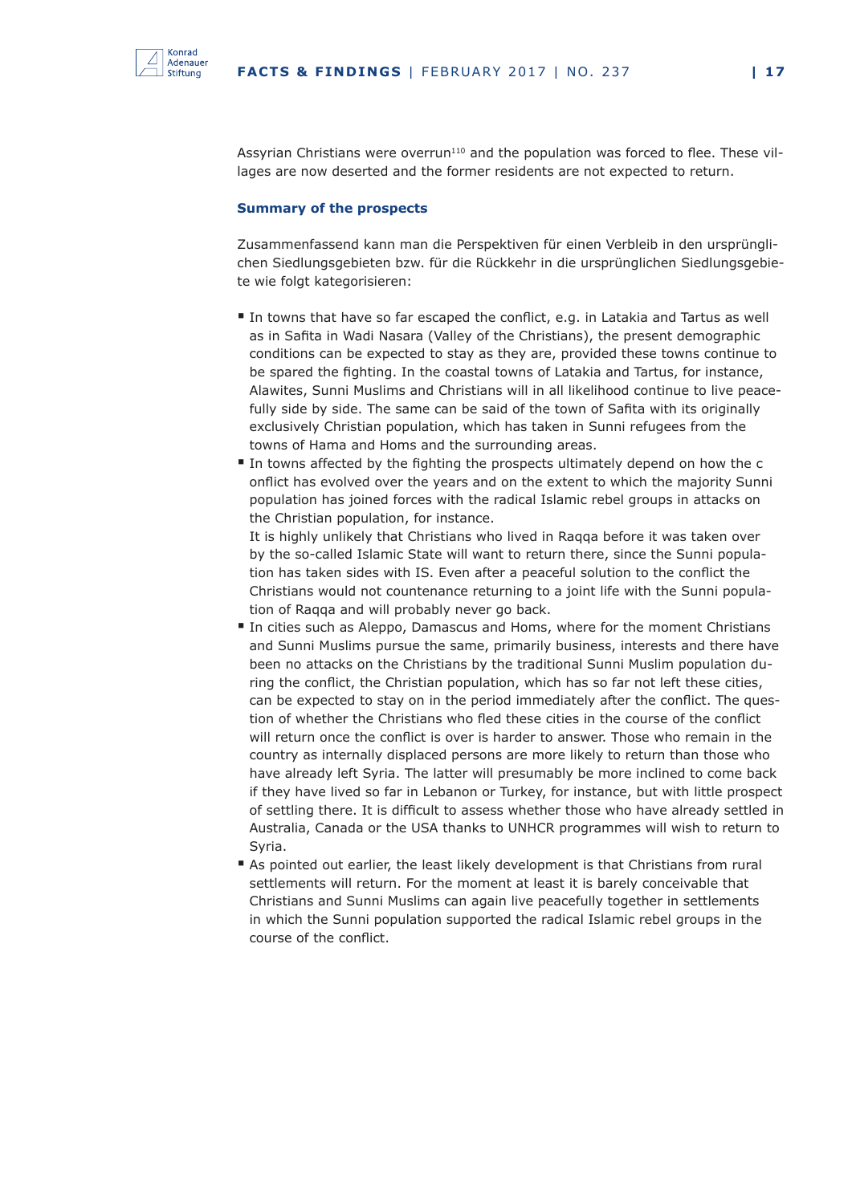Assyrian Christians were overrun[110] and the population was forced to flee. These villages are now deserted and the former residents are not expected to return.

### Summary of the prospects

Zusammenfassend kann man die Perspektiven für einen Verbleib in den ursprünglichen Siedlungsgebieten bzw. für die Rückkehr in die ursprünglichen Siedlungsgebiete wie folgt kategorisieren:

- In towns that have so far escaped the conflict, e.g. in Latakia and Tartus as well as in Safita in Wadi Nasara (Valley of the Christians), the present demographic conditions can be expected to stay as they are, provided these towns continue to be spared the fighting. In the coastal towns of Latakia and Tartus, for instance, Alawites, Sunni Muslims and Christians will in all likelihood continue to live peacefully side by side. The same can be said of the town of Safita with its originally exclusively Christian population, which has taken in Sunni refugees from the towns of Hama and Homs and the surrounding areas.
- In towns affected by the fighting the prospects ultimately depend on how the c onflict has evolved over the years and on the extent to which the majority Sunni population has joined forces with the radical Islamic rebel groups in attacks on the Christian population, for instance.
  It is highly unlikely that Christians who lived in Raqqa before it was taken over by the so-called Islamic State will want to return there, since the Sunni population has taken sides with IS. Even after a peaceful solution to the conflict the Christians would not countenance returning to a joint life with the Sunni population of Raqqa and will probably never go back.
- In cities such as Aleppo, Damascus and Homs, where for the moment Christians and Sunni Muslims pursue the same, primarily business, interests and there have been no attacks on the Christians by the traditional Sunni Muslim population during the conflict, the Christian population, which has so far not left these cities, can be expected to stay on in the period immediately after the conflict. The question of whether the Christians who fled these cities in the course of the conflict will return once the conflict is over is harder to answer. Those who remain in the country as internally displaced persons are more likely to return than those who have already left Syria. The latter will presumably be more inclined to come back if they have lived so far in Lebanon or Turkey, for instance, but with little prospect of settling there. It is difficult to assess whether those who have already settled in Australia, Canada or the USA thanks to UNHCR programmes will wish to return to Syria.
- As pointed out earlier, the least likely development is that Christians from rural settlements will return. For the moment at least it is barely conceivable that Christians and Sunni Muslims can again live peacefully together in settlements in which the Sunni population supported the radical Islamic rebel groups in the course of the conflict.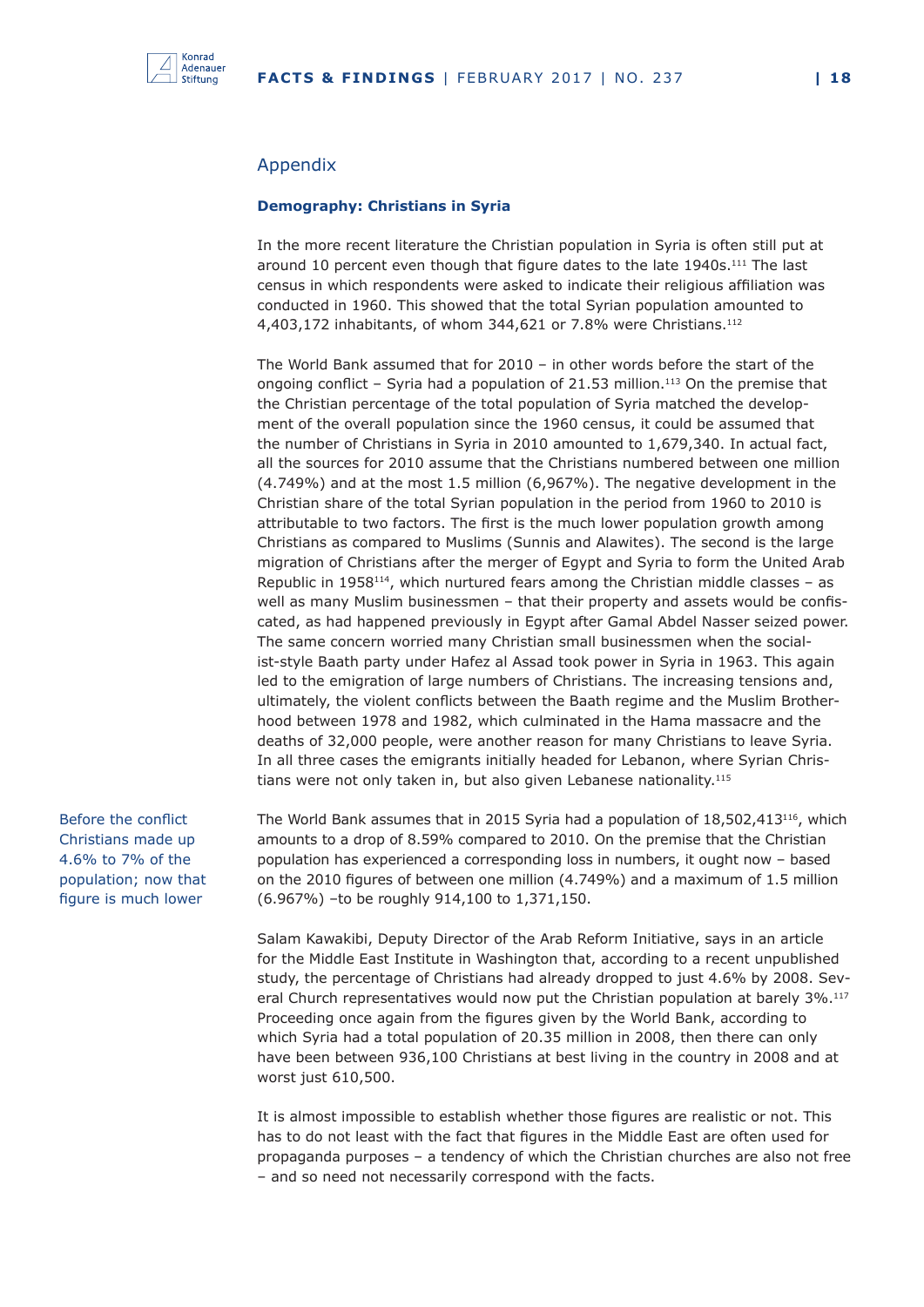## Appendix

### Demography: Christians in Syria

In the more recent literature the Christian population in Syria is often still put at around 10 percent even though that figure dates to the late 1940s.[111] The last census in which respondents were asked to indicate their religious affiliation was conducted in 1960. This showed that the total Syrian population amounted to 4,403,172 inhabitants, of whom 344,621 or 7.8% were Christians.[112]

The World Bank assumed that for 2010 – in other words before the start of the ongoing conflict – Syria had a population of 21.53 million.[113] On the premise that the Christian percentage of the total population of Syria matched the development of the overall population since the 1960 census, it could be assumed that the number of Christians in Syria in 2010 amounted to 1,679,340. In actual fact, all the sources for 2010 assume that the Christians numbered between one million (4.749%) and at the most 1.5 million (6,967%). The negative development in the Christian share of the total Syrian population in the period from 1960 to 2010 is attributable to two factors. The first is the much lower population growth among Christians as compared to Muslims (Sunnis and Alawites). The second is the large migration of Christians after the merger of Egypt and Syria to form the United Arab Republic in 1958[114], which nurtured fears among the Christian middle classes – as well as many Muslim businessmen – that their property and assets would be confiscated, as had happened previously in Egypt after Gamal Abdel Nasser seized power. The same concern worried many Christian small businessmen when the socialist-style Baath party under Hafez al Assad took power in Syria in 1963. This again led to the emigration of large numbers of Christians. The increasing tensions and, ultimately, the violent conflicts between the Baath regime and the Muslim Brotherhood between 1978 and 1982, which culminated in the Hama massacre and the deaths of 32,000 people, were another reason for many Christians to leave Syria. In all three cases the emigrants initially headed for Lebanon, where Syrian Christians were not only taken in, but also given Lebanese nationality.[115]

Before the conflict Christians made up 4.6% to 7% of the population; now that figure is much lower

The World Bank assumes that in 2015 Syria had a population of 18,502,413[116], which amounts to a drop of 8.59% compared to 2010. On the premise that the Christian population has experienced a corresponding loss in numbers, it ought now – based on the 2010 figures of between one million (4.749%) and a maximum of 1.5 million (6.967%) –to be roughly 914,100 to 1,371,150.

Salam Kawakibi, Deputy Director of the Arab Reform Initiative, says in an article for the Middle East Institute in Washington that, according to a recent unpublished study, the percentage of Christians had already dropped to just 4.6% by 2008. Several Church representatives would now put the Christian population at barely 3%.[117] Proceeding once again from the figures given by the World Bank, according to which Syria had a total population of 20.35 million in 2008, then there can only have been between 936,100 Christians at best living in the country in 2008 and at worst just 610,500.

It is almost impossible to establish whether those figures are realistic or not. This has to do not least with the fact that figures in the Middle East are often used for propaganda purposes – a tendency of which the Christian churches are also not free – and so need not necessarily correspond with the facts.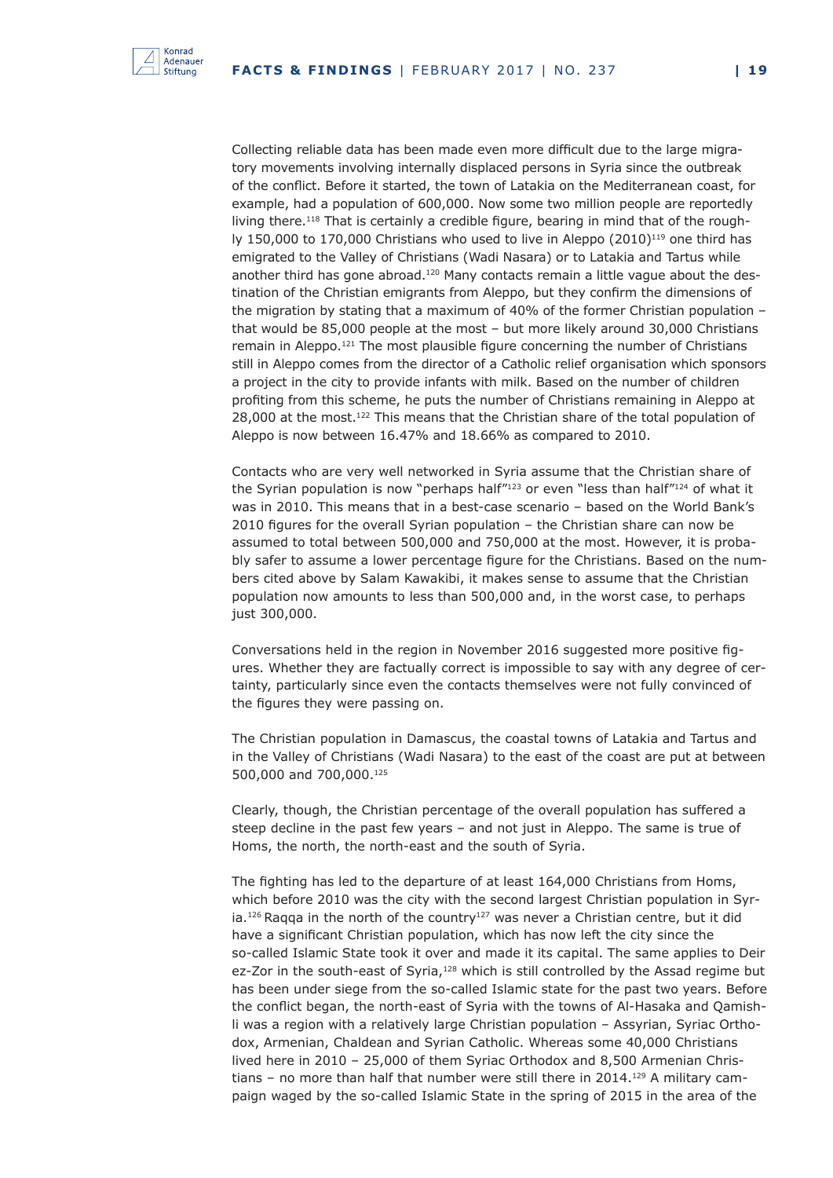Collecting reliable data has been made even more difficult due to the large migratory movements involving internally displaced persons in Syria since the outbreak of the conflict. Before it started, the town of Latakia on the Mediterranean coast, for example, had a population of 600,000. Now some two million people are reportedly living there.[118] That is certainly a credible figure, bearing in mind that of the roughly 150,000 to 170,000 Christians who used to live in Aleppo (2010)[119] one third has emigrated to the Valley of Christians (Wadi Nasara) or to Latakia and Tartus while another third has gone abroad.[120] Many contacts remain a little vague about the destination of the Christian emigrants from Aleppo, but they confirm the dimensions of the migration by stating that a maximum of 40% of the former Christian population – that would be 85,000 people at the most – but more likely around 30,000 Christians remain in Aleppo.[121] The most plausible figure concerning the number of Christians still in Aleppo comes from the director of a Catholic relief organisation which sponsors a project in the city to provide infants with milk. Based on the number of children profiting from this scheme, he puts the number of Christians remaining in Aleppo at 28,000 at the most.[122] This means that the Christian share of the total population of Aleppo is now between 16.47% and 18.66% as compared to 2010.

Contacts who are very well networked in Syria assume that the Christian share of the Syrian population is now "perhaps half"[123] or even "less than half"[124] of what it was in 2010. This means that in a best-case scenario – based on the World Bank's 2010 figures for the overall Syrian population – the Christian share can now be assumed to total between 500,000 and 750,000 at the most. However, it is probably safer to assume a lower percentage figure for the Christians. Based on the numbers cited above by Salam Kawakibi, it makes sense to assume that the Christian population now amounts to less than 500,000 and, in the worst case, to perhaps just 300,000.

Conversations held in the region in November 2016 suggested more positive figures. Whether they are factually correct is impossible to say with any degree of certainty, particularly since even the contacts themselves were not fully convinced of the figures they were passing on.

The Christian population in Damascus, the coastal towns of Latakia and Tartus and in the Valley of Christians (Wadi Nasara) to the east of the coast are put at between 500,000 and 700,000.[125]

Clearly, though, the Christian percentage of the overall population has suffered a steep decline in the past few years – and not just in Aleppo. The same is true of Homs, the north, the north-east and the south of Syria.

The fighting has led to the departure of at least 164,000 Christians from Homs, which before 2010 was the city with the second largest Christian population in Syria.[126] Raqqa in the north of the country[127] was never a Christian centre, but it did have a significant Christian population, which has now left the city since the so-called Islamic State took it over and made it its capital. The same applies to Deir ez-Zor in the south-east of Syria,[128] which is still controlled by the Assad regime but has been under siege from the so-called Islamic state for the past two years. Before the conflict began, the north-east of Syria with the towns of Al-Hasaka and Qamishli was a region with a relatively large Christian population – Assyrian, Syriac Orthodox, Armenian, Chaldean and Syrian Catholic. Whereas some 40,000 Christians lived here in 2010 – 25,000 of them Syriac Orthodox and 8,500 Armenian Christians – no more than half that number were still there in 2014.[129] A military campaign waged by the so-called Islamic State in the spring of 2015 in the area of the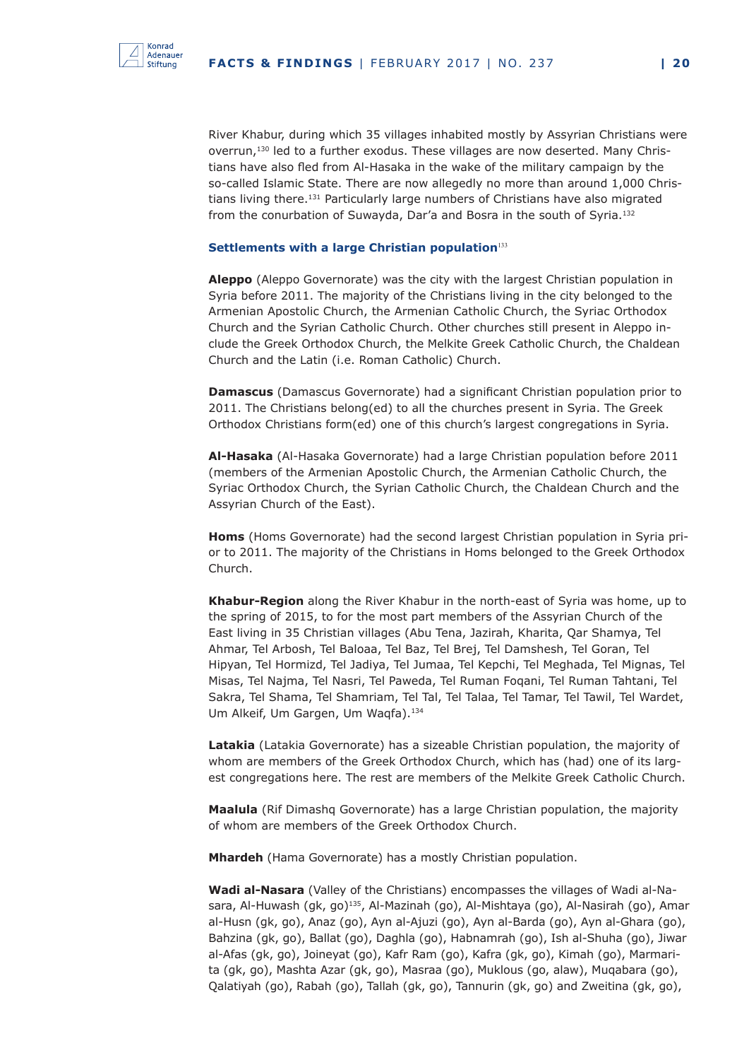River Khabur, during which 35 villages inhabited mostly by Assyrian Christians were overrun,[130] led to a further exodus. These villages are now deserted. Many Christians have also fled from Al-Hasaka in the wake of the military campaign by the so-called Islamic State. There are now allegedly no more than around 1,000 Christians living there.[131] Particularly large numbers of Christians have also migrated from the conurbation of Suwayda, Dar'a and Bosra in the south of Syria.[132]

### Settlements with a large Christian population[133]

**Aleppo** (Aleppo Governorate) was the city with the largest Christian population in Syria before 2011. The majority of the Christians living in the city belonged to the Armenian Apostolic Church, the Armenian Catholic Church, the Syriac Orthodox Church and the Syrian Catholic Church. Other churches still present in Aleppo include the Greek Orthodox Church, the Melkite Greek Catholic Church, the Chaldean Church and the Latin (i.e. Roman Catholic) Church.

**Damascus** (Damascus Governorate) had a significant Christian population prior to 2011. The Christians belong(ed) to all the churches present in Syria. The Greek Orthodox Christians form(ed) one of this church's largest congregations in Syria.

**Al-Hasaka** (Al-Hasaka Governorate) had a large Christian population before 2011 (members of the Armenian Apostolic Church, the Armenian Catholic Church, the Syriac Orthodox Church, the Syrian Catholic Church, the Chaldean Church and the Assyrian Church of the East).

**Homs** (Homs Governorate) had the second largest Christian population in Syria prior to 2011. The majority of the Christians in Homs belonged to the Greek Orthodox Church.

**Khabur-Region** along the River Khabur in the north-east of Syria was home, up to the spring of 2015, to for the most part members of the Assyrian Church of the East living in 35 Christian villages (Abu Tena, Jazirah, Kharita, Qar Shamya, Tel Ahmar, Tel Arbosh, Tel Baloaa, Tel Baz, Tel Brej, Tel Damshesh, Tel Goran, Tel Hipyan, Tel Hormizd, Tel Jadiya, Tel Jumaa, Tel Kepchi, Tel Meghada, Tel Mignas, Tel Misas, Tel Najma, Tel Nasri, Tel Paweda, Tel Ruman Foqani, Tel Ruman Tahtani, Tel Sakra, Tel Shama, Tel Shamriam, Tel Tal, Tel Talaa, Tel Tamar, Tel Tawil, Tel Wardet, Um Alkeif, Um Gargen, Um Waqfa).[134]

**Latakia** (Latakia Governorate) has a sizeable Christian population, the majority of whom are members of the Greek Orthodox Church, which has (had) one of its largest congregations here. The rest are members of the Melkite Greek Catholic Church.

**Maalula** (Rif Dimashq Governorate) has a large Christian population, the majority of whom are members of the Greek Orthodox Church.

**Mhardeh** (Hama Governorate) has a mostly Christian population.

**Wadi al-Nasara** (Valley of the Christians) encompasses the villages of Wadi al-Nasara, Al-Huwash (gk, go)[135], Al-Mazinah (go), Al-Mishtaya (go), Al-Nasirah (go), Amar al-Husn (gk, go), Anaz (go), Ayn al-Ajuzi (go), Ayn al-Barda (go), Ayn al-Ghara (go), Bahzina (gk, go), Ballat (go), Daghla (go), Habnamrah (go), Ish al-Shuha (go), Jiwar al-Afas (gk, go), Joineyat (go), Kafr Ram (go), Kafra (gk, go), Kimah (go), Marmarita (gk, go), Mashta Azar (gk, go), Masraa (go), Muklous (go, alaw), Muqabara (go), Qalatiyah (go), Rabah (go), Tallah (gk, go), Tannurin (gk, go) and Zweitina (gk, go),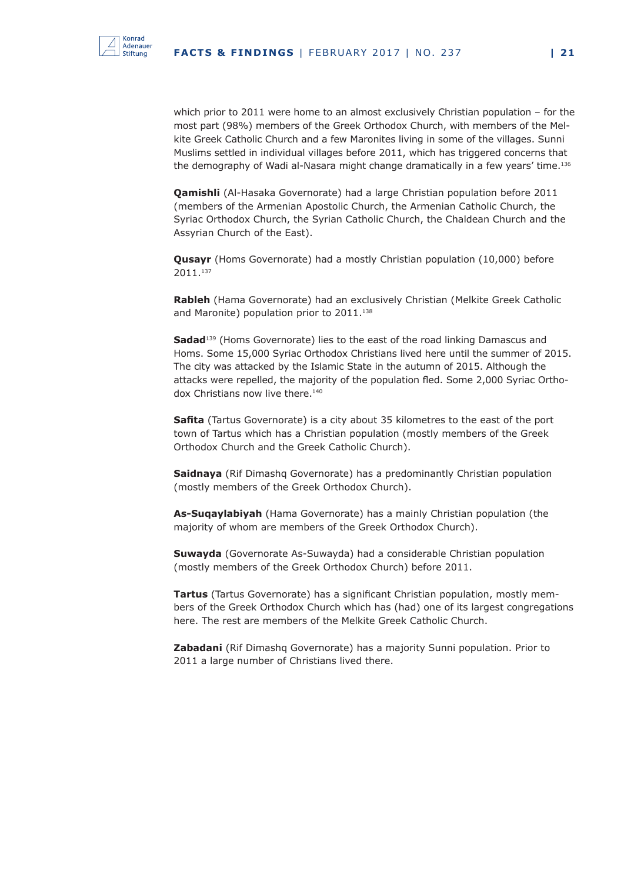which prior to 2011 were home to an almost exclusively Christian population – for the most part (98%) members of the Greek Orthodox Church, with members of the Melkite Greek Catholic Church and a few Maronites living in some of the villages. Sunni Muslims settled in individual villages before 2011, which has triggered concerns that the demography of Wadi al-Nasara might change dramatically in a few years' time.[136]

**Qamishli** (Al-Hasaka Governorate) had a large Christian population before 2011 (members of the Armenian Apostolic Church, the Armenian Catholic Church, the Syriac Orthodox Church, the Syrian Catholic Church, the Chaldean Church and the Assyrian Church of the East).

**Qusayr** (Homs Governorate) had a mostly Christian population (10,000) before 2011.[137]

**Rableh** (Hama Governorate) had an exclusively Christian (Melkite Greek Catholic and Maronite) population prior to 2011.[138]

**Sadad**[139] (Homs Governorate) lies to the east of the road linking Damascus and Homs. Some 15,000 Syriac Orthodox Christians lived here until the summer of 2015. The city was attacked by the Islamic State in the autumn of 2015. Although the attacks were repelled, the majority of the population fled. Some 2,000 Syriac Orthodox Christians now live there.[140]

**Safita** (Tartus Governorate) is a city about 35 kilometres to the east of the port town of Tartus which has a Christian population (mostly members of the Greek Orthodox Church and the Greek Catholic Church).

**Saidnaya** (Rif Dimashq Governorate) has a predominantly Christian population (mostly members of the Greek Orthodox Church).

**As-Suqaylabiyah** (Hama Governorate) has a mainly Christian population (the majority of whom are members of the Greek Orthodox Church).

**Suwayda** (Governorate As-Suwayda) had a considerable Christian population (mostly members of the Greek Orthodox Church) before 2011.

**Tartus** (Tartus Governorate) has a significant Christian population, mostly members of the Greek Orthodox Church which has (had) one of its largest congregations here. The rest are members of the Melkite Greek Catholic Church.

**Zabadani** (Rif Dimashq Governorate) has a majority Sunni population. Prior to 2011 a large number of Christians lived there.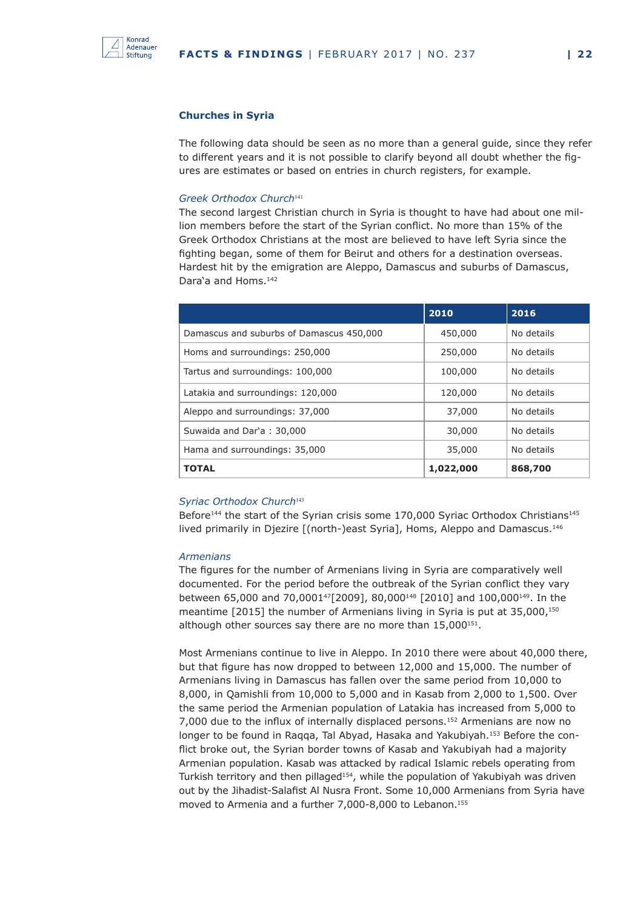### Churches in Syria

The following data should be seen as no more than a general guide, since they refer to different years and it is not possible to clarify beyond all doubt whether the figures are estimates or based on entries in church registers, for example.

*Greek Orthodox Church*[141]

The second largest Christian church in Syria is thought to have had about one million members before the start of the Syrian conflict. No more than 15% of the Greek Orthodox Christians at the most are believed to have left Syria since the fighting began, some of them for Beirut and others for a destination overseas. Hardest hit by the emigration are Aleppo, Damascus and suburbs of Damascus, Dara'a and Homs.[142]

| | 2010 | 2016 |
|---|---|---|
| Damascus and suburbs of Damascus 450,000 | 450,000 | No details |
| Homs and surroundings: 250,000 | 250,000 | No details |
| Tartus and surroundings: 100,000 | 100,000 | No details |
| Latakia and surroundings: 120,000 | 120,000 | No details |
| Aleppo and surroundings: 37,000 | 37,000 | No details |
| Suwaida and Dar'a : 30,000 | 30,000 | No details |
| Hama and surroundings: 35,000 | 35,000 | No details |
| **TOTAL** | **1,022,000** | **868,700** |

*Syriac Orthodox Church*[143]

Before[144] the start of the Syrian crisis some 170,000 Syriac Orthodox Christians[145] lived primarily in Djezire [(north-)east Syria], Homs, Aleppo and Damascus.[146]

*Armenians*

The figures for the number of Armenians living in Syria are comparatively well documented. For the period before the outbreak of the Syrian conflict they vary between 65,000 and 70,000[147][2009], 80,000[148] [2010] and 100,000[149]. In the meantime [2015] the number of Armenians living in Syria is put at 35,000,[150] although other sources say there are no more than 15,000[151].

Most Armenians continue to live in Aleppo. In 2010 there were about 40,000 there, but that figure has now dropped to between 12,000 and 15,000. The number of Armenians living in Damascus has fallen over the same period from 10,000 to 8,000, in Qamishli from 10,000 to 5,000 and in Kasab from 2,000 to 1,500. Over the same period the Armenian population of Latakia has increased from 5,000 to 7,000 due to the influx of internally displaced persons.[152] Armenians are now no longer to be found in Raqqa, Tal Abyad, Hasaka and Yakubiyah.[153] Before the conflict broke out, the Syrian border towns of Kasab and Yakubiyah had a majority Armenian population. Kasab was attacked by radical Islamic rebels operating from Turkish territory and then pillaged[154], while the population of Yakubiyah was driven out by the Jihadist-Salafist Al Nusra Front. Some 10,000 Armenians from Syria have moved to Armenia and a further 7,000-8,000 to Lebanon.[155]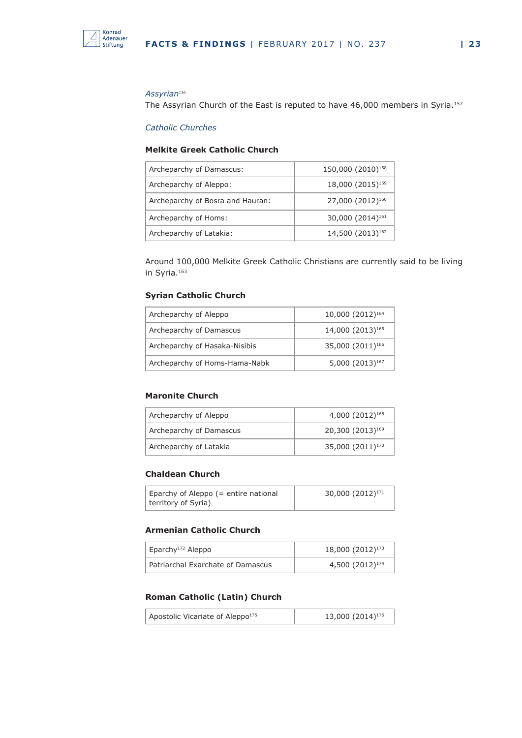*Assyrian*[156]

The Assyrian Church of the East is reputed to have 46,000 members in Syria.[157]

*Catholic Churches*

**Melkite Greek Catholic Church**

| | |
|---|---|
| Archeparchy of Damascus: | 150,000 (2010)[158] |
| Archeparchy of Aleppo: | 18,000 (2015)[159] |
| Archeparchy of Bosra and Hauran: | 27,000 (2012)[160] |
| Archeparchy of Homs: | 30,000 (2014)[161] |
| Archeparchy of Latakia: | 14,500 (2013)[162] |

Around 100,000 Melkite Greek Catholic Christians are currently said to be living in Syria.[163]

**Syrian Catholic Church**

| | |
|---|---|
| Archeparchy of Aleppo | 10,000 (2012)[164] |
| Archeparchy of Damascus | 14,000 (2013)[165] |
| Archeparchy of Hasaka-Nisibis | 35,000 (2011)[166] |
| Archeparchy of Homs-Hama-Nabk | 5,000 (2013)[167] |

**Maronite Church**

| | |
|---|---|
| Archeparchy of Aleppo | 4,000 (2012)[168] |
| Archeparchy of Damascus | 20,300 (2013)[169] |
| Archeparchy of Latakia | 35,000 (2011)[170] |

**Chaldean Church**

| | |
|---|---|
| Eparchy of Aleppo (= entire national territory of Syria) | 30,000 (2012)[171] |

**Armenian Catholic Church**

| | |
|---|---|
| Eparchy[172] Aleppo | 18,000 (2012)[173] |
| Patriarchal Exarchate of Damascus | 4,500 (2012)[174] |

**Roman Catholic (Latin) Church**

| | |
|---|---|
| Apostolic Vicariate of Aleppo[175] | 13,000 (2014)[176] |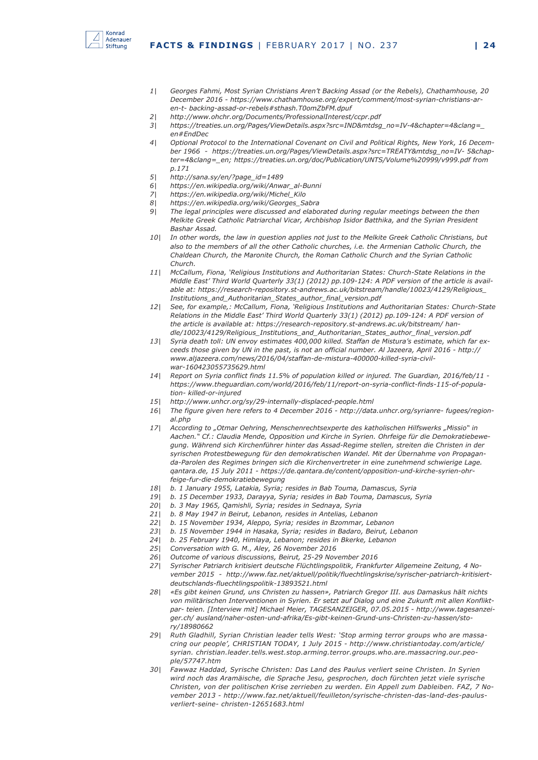1| *Georges Fahmi, Most Syrian Christians Aren't Backing Assad (or the Rebels), Chathamhouse, 20 December 2016 - https://www.chathamhouse.org/expert/comment/most-syrian-christians-aren-t- backing-assad-or-rebels#sthash.T0omZbFM.dpuf*

2| *http://www.ohchr.org/Documents/ProfessionalInterest/ccpr.pdf*

3| *https://treaties.un.org/Pages/ViewDetails.aspx?src=IND&mtdsg_no=IV-4&chapter=4&clang=_en#EndDec*

4| *Optional Protocol to the International Covenant on Civil and Political Rights, New York, 16 December 1966 - https://treaties.un.org/Pages/ViewDetails.aspx?src=TREATY&mtdsg_no=IV- 5&chapter=4&clang=_en; https://treaties.un.org/doc/Publication/UNTS/Volume%20999/v999.pdf from p.171*

5| *http://sana.sy/en/?page_id=1489*

6| *https://en.wikipedia.org/wiki/Anwar_al-Bunni*

7| *https://en.wikipedia.org/wiki/Michel_Kilo*

8| *https://en.wikipedia.org/wiki/Georges_Sabra*

9| *The legal principles were discussed and elaborated during regular meetings between the then Melkite Greek Catholic Patriarchal Vicar, Archbishop Isidor Batthika, and the Syrian President Bashar Assad.*

10| *In other words, the law in question applies not just to the Melkite Greek Catholic Christians, but also to the members of all the other Catholic churches, i.e. the Armenian Catholic Church, the Chaldean Church, the Maronite Church, the Roman Catholic Church and the Syrian Catholic Church.*

11| *McCallum, Fiona, 'Religious Institutions and Authoritarian States: Church-State Relations in the Middle East' Third World Quarterly 33(1) (2012) pp.109-124: A PDF version of the article is available at: https://research-repository.st-andrews.ac.uk/bitstream/handle/10023/4129/Religious_Institutions_and_Authoritarian_States_author_final_version.pdf*

12| *See, for example,: McCallum, Fiona, 'Religious Institutions and Authoritarian States: Church-State Relations in the Middle East' Third World Quarterly 33(1) (2012) pp.109-124: A PDF version of the article is available at: https://research-repository.st-andrews.ac.uk/bitstream/ handle/10023/4129/Religious_Institutions_and_Authoritarian_States_author_final_version.pdf*

13| *Syria death toll: UN envoy estimates 400,000 killed. Staffan de Mistura's estimate, which far exceeds those given by UN in the past, is not an official number. Al Jazeera, April 2016 - http:// www.aljazeera.com/news/2016/04/staffan-de-mistura-400000-killed-syria-civil-war-160423055735629.html*

14| *Report on Syria conflict finds 11.5% of population killed or injured. The Guardian, 2016/feb/11 - https://www.theguardian.com/world/2016/feb/11/report-on-syria-conflict-finds-115-of-population- killed-or-injured*

15| *http://www.unhcr.org/sy/29-internally-displaced-people.html*

16| *The figure given here refers to 4 December 2016 - http://data.unhcr.org/syrianre- fugees/regional.php*

17| *According to „Otmar Oehring, Menschenrechtsexperte des katholischen Hilfswerks „Missio" in Aachen." Cf.: Claudia Mende, Opposition und Kirche in Syrien. Ohrfeige für die Demokratiebewegung. Während sich Kirchenführer hinter das Assad-Regime stellen, streiten die Christen in der syrischen Protestbewegung für den demokratischen Wandel. Mit der Übernahme von Propaganda-Parolen des Regimes bringen sich die Kirchenvertreter in eine zunehmend schwierige Lage. qantara.de, 15 July 2011 - https://de.qantara.de/content/opposition-und-kirche-syrien-ohrfeige-fur-die-demokratiebewegung*

18| *b. 1 January 1955, Latakia, Syria; resides in Bab Touma, Damascus, Syria*

19| *b. 15 December 1933, Darayya, Syria; resides in Bab Touma, Damascus, Syria*

20| *b. 3 May 1965, Qamishli, Syria; resides in Sednaya, Syria*

21| *b. 8 May 1947 in Beirut, Lebanon, resides in Antelias, Lebanon*

22| *b. 15 November 1934, Aleppo, Syria; resides in Bzommar, Lebanon*

23| *b. 15 November 1944 in Hasaka, Syria; resides in Badaro, Beirut, Lebanon*

24| *b. 25 February 1940, Himlaya, Lebanon; resides in Bkerke, Lebanon*

25| *Conversation with G. M., Aley, 26 November 2016*

26| *Outcome of various discussions, Beirut, 25-29 November 2016*

27| *Syrischer Patriarch kritisiert deutsche Flüchtlingspolitik, Frankfurter Allgemeine Zeitung, 4 November 2015 - http://www.faz.net/aktuell/politik/fluechtlingskrise/syrischer-patriarch-kritisiert-deutschlands-fluechtlingspolitik-13893521.html*

28| *«Es gibt keinen Grund, uns Christen zu hassen», Patriarch Gregor III. aus Damaskus hält nichts von militärischen Interventionen in Syrien. Er setzt auf Dialog und eine Zukunft mit allen Konfliktpar- teien. [Interview mit] Michael Meier, TAGESANZEIGER, 07.05.2015 - http://www.tagesanzeiger.ch/ ausland/naher-osten-und-afrika/Es-gibt-keinen-Grund-uns-Christen-zu-hassen/story/18980662*

29| *Ruth Gladhill, Syrian Christian leader tells West: 'Stop arming terror groups who are massacring our people', CHRISTIAN TODAY, 1 July 2015 - http://www.christiantoday.com/article/ syrian. christian.leader.tells.west.stop.arming.terror.groups.who.are.massacring.our.people/57747.htm*

30| *Fawwaz Haddad, Syrische Christen: Das Land des Paulus verliert seine Christen. In Syrien wird noch das Aramäische, die Sprache Jesu, gesprochen, doch fürchten jetzt viele syrische Christen, von der politischen Krise zerrieben zu werden. Ein Appell zum Dableiben. FAZ, 7 November 2013 - http://www.faz.net/aktuell/feuilleton/syrische-christen-das-land-des-paulus-verliert-seine- christen-12651683.html*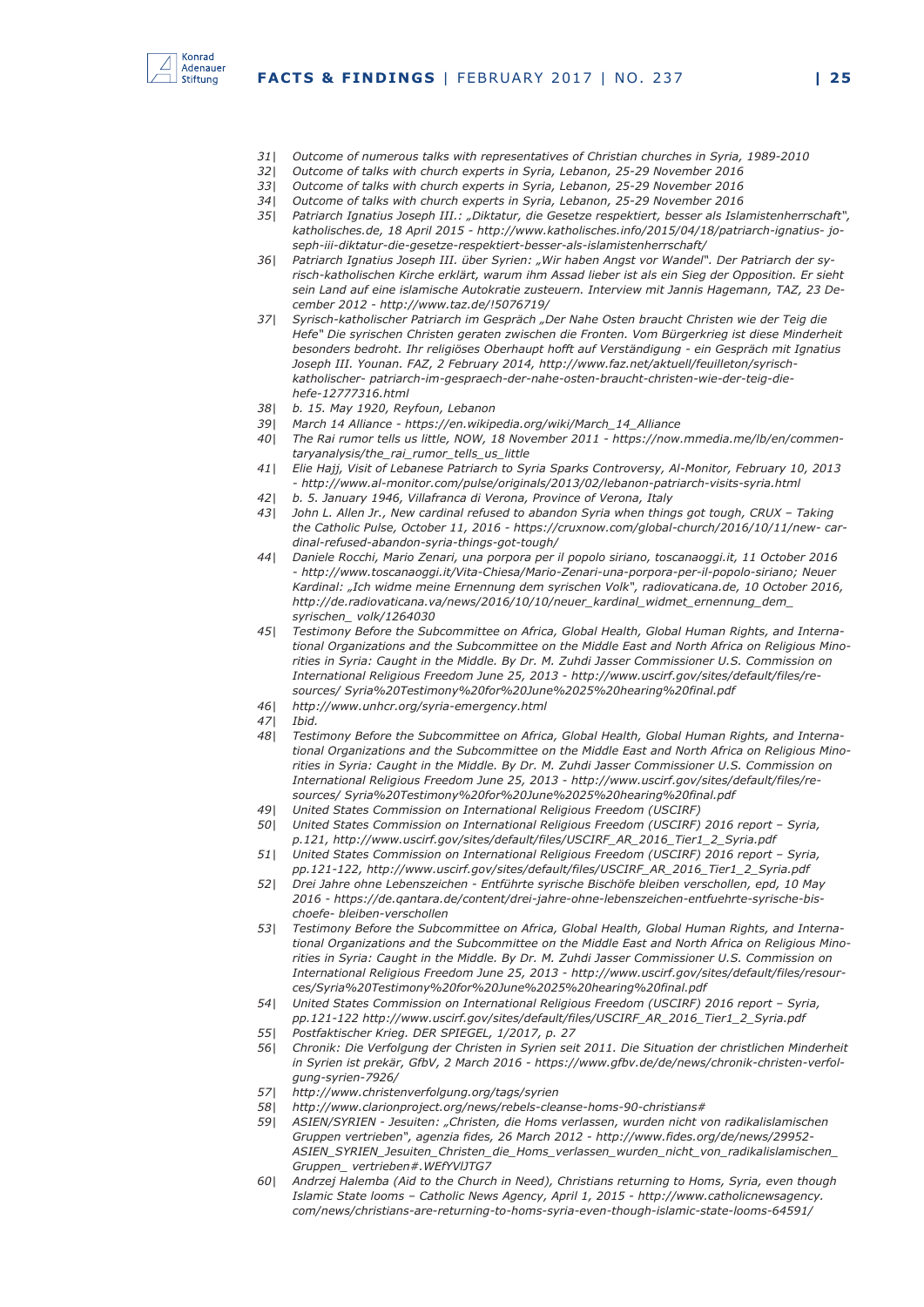*31| Outcome of numerous talks with representatives of Christian churches in Syria, 1989-2010*

*32| Outcome of talks with church experts in Syria, Lebanon, 25-29 November 2016*

*33| Outcome of talks with church experts in Syria, Lebanon, 25-29 November 2016*

*34| Outcome of talks with church experts in Syria, Lebanon, 25-29 November 2016*

*35| Patriarch Ignatius Joseph III.: „Diktatur, die Gesetze respektiert, besser als Islamistenherrschaft", katholisches.de, 18 April 2015 - http://www.katholisches.info/2015/04/18/patriarch-ignatius- joseph-iii-diktatur-die-gesetze-respektiert-besser-als-islamistenherrschaft/*

*36| Patriarch Ignatius Joseph III. über Syrien: „Wir haben Angst vor Wandel". Der Patriarch der syrisch-katholischen Kirche erklärt, warum ihm Assad lieber ist als ein Sieg der Opposition. Er sieht sein Land auf eine islamische Autokratie zusteuern. Interview mit Jannis Hagemann, TAZ, 23 December 2012 - http://www.taz.de/!5076719/*

*37| Syrisch-katholischer Patriarch im Gespräch „Der Nahe Osten braucht Christen wie der Teig die Hefe" Die syrischen Christen geraten zwischen die Fronten. Vom Bürgerkrieg ist diese Minderheit besonders bedroht. Ihr religiöses Oberhaupt hofft auf Verständigung - ein Gespräch mit Ignatius Joseph III. Younan. FAZ, 2 February 2014, http://www.faz.net/aktuell/feuilleton/syrisch-katholischer- patriarch-im-gespraech-der-nahe-osten-braucht-christen-wie-der-teig-die-hefe-12777316.html*

*38| b. 15. May 1920, Reyfoun, Lebanon*

*39| March 14 Alliance - https://en.wikipedia.org/wiki/March_14_Alliance*

*40| The Rai rumor tells us little, NOW, 18 November 2011 - https://now.mmedia.me/lb/en/commentaryanalysis/the_rai_rumor_tells_us_little*

*41| Elie Hajj, Visit of Lebanese Patriarch to Syria Sparks Controversy, Al-Monitor, February 10, 2013 - http://www.al-monitor.com/pulse/originals/2013/02/lebanon-patriarch-visits-syria.html*

*42| b. 5. January 1946, Villafranca di Verona, Province of Verona, Italy*

*43| John L. Allen Jr., New cardinal refused to abandon Syria when things got tough, CRUX – Taking the Catholic Pulse, October 11, 2016 - https://cruxnow.com/global-church/2016/10/11/new- cardinal-refused-abandon-syria-things-got-tough/*

*44| Daniele Rocchi, Mario Zenari, una porpora per il popolo siriano, toscanaoggi.it, 11 October 2016 - http://www.toscanaoggi.it/Vita-Chiesa/Mario-Zenari-una-porpora-per-il-popolo-siriano; Neuer Kardinal: „Ich widme meine Ernennung dem syrischen Volk", radiovaticana.de, 10 October 2016, http://de.radiovaticana.va/news/2016/10/10/neuer_kardinal_widmet_ernennung_dem_ syrischen_ volk/1264030*

*45| Testimony Before the Subcommittee on Africa, Global Health, Global Human Rights, and International Organizations and the Subcommittee on the Middle East and North Africa on Religious Minorities in Syria: Caught in the Middle. By Dr. M. Zuhdi Jasser Commissioner U.S. Commission on International Religious Freedom June 25, 2013 - http://www.uscirf.gov/sites/default/files/resources/ Syria%20Testimony%20for%20June%2025%20hearing%20final.pdf*

*46| http://www.unhcr.org/syria-emergency.html*

*47| Ibid.*

*48| Testimony Before the Subcommittee on Africa, Global Health, Global Human Rights, and International Organizations and the Subcommittee on the Middle East and North Africa on Religious Minorities in Syria: Caught in the Middle. By Dr. M. Zuhdi Jasser Commissioner U.S. Commission on International Religious Freedom June 25, 2013 - http://www.uscirf.gov/sites/default/files/resources/ Syria%20Testimony%20for%20June%2025%20hearing%20final.pdf*

*49| United States Commission on International Religious Freedom (USCIRF)*

*50| United States Commission on International Religious Freedom (USCIRF) 2016 report – Syria, p.121, http://www.uscirf.gov/sites/default/files/USCIRF_AR_2016_Tier1_2_Syria.pdf*

*51| United States Commission on International Religious Freedom (USCIRF) 2016 report – Syria, pp.121-122, http://www.uscirf.gov/sites/default/files/USCIRF_AR_2016_Tier1_2_Syria.pdf*

*52| Drei Jahre ohne Lebenszeichen - Entführte syrische Bischöfe bleiben verschollen, epd, 10 May 2016 - https://de.qantara.de/content/drei-jahre-ohne-lebenszeichen-entfuehrte-syrische-bischoefe- bleiben-verschollen*

*53| Testimony Before the Subcommittee on Africa, Global Health, Global Human Rights, and International Organizations and the Subcommittee on the Middle East and North Africa on Religious Minorities in Syria: Caught in the Middle. By Dr. M. Zuhdi Jasser Commissioner U.S. Commission on International Religious Freedom June 25, 2013 - http://www.uscirf.gov/sites/default/files/resources/Syria%20Testimony%20for%20June%2025%20hearing%20final.pdf*

*54| United States Commission on International Religious Freedom (USCIRF) 2016 report – Syria, pp.121-122 http://www.uscirf.gov/sites/default/files/USCIRF_AR_2016_Tier1_2_Syria.pdf*

*55| Postfaktischer Krieg. DER SPIEGEL, 1/2017, p. 27*

*56| Chronik: Die Verfolgung der Christen in Syrien seit 2011. Die Situation der christlichen Minderheit in Syrien ist prekär, GfbV, 2 March 2016 - https://www.gfbv.de/de/news/chronik-christen-verfolgung-syrien-7926/*

*57| http://www.christenverfolgung.org/tags/syrien*

*58| http://www.clarionproject.org/news/rebels-cleanse-homs-90-christians#*

*59| ASIEN/SYRIEN - Jesuiten: „Christen, die Homs verlassen, wurden nicht von radikalislamischen Gruppen vertrieben", agenzia fides, 26 March 2012 - http://www.fides.org/de/news/29952-ASIEN_SYRIEN_Jesuiten_Christen_die_Homs_verlassen_wurden_nicht_von_radikalislamischen_ Gruppen_ vertrieben#.WEfYVlJTG7*

*60| Andrzej Halemba (Aid to the Church in Need), Christians returning to Homs, Syria, even though Islamic State looms – Catholic News Agency, April 1, 2015 - http://www.catholicnewsagency.com/news/christians-are-returning-to-homs-syria-even-though-islamic-state-looms-64591/*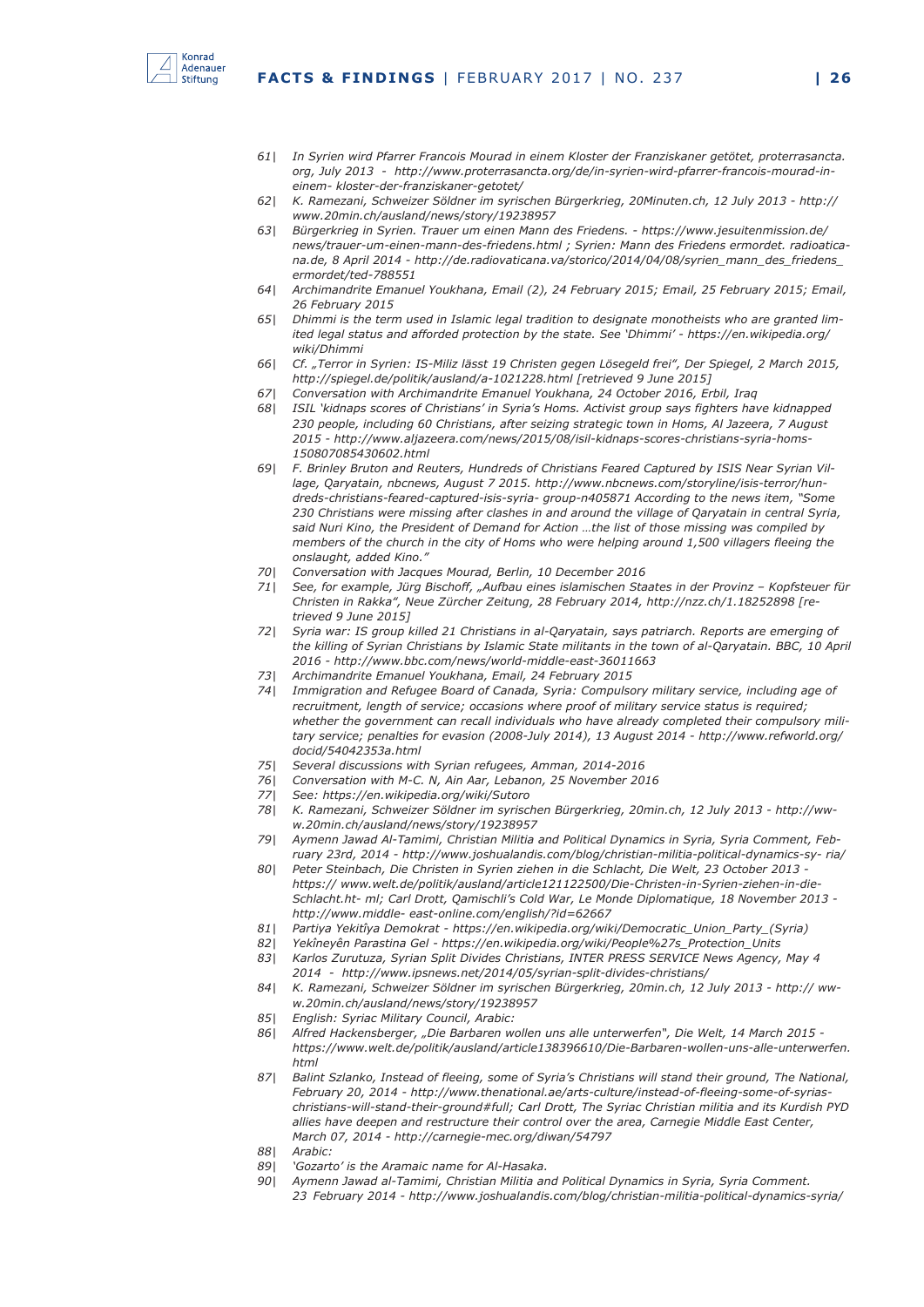61| *In Syrien wird Pfarrer Francois Mourad in einem Kloster der Franziskaner getötet, proterrasancta.org, July 2013 - http://www.proterrasancta.org/de/in-syrien-wird-pfarrer-francois-mourad-in-einem- kloster-der-franziskaner-getotet/*

62| *K. Ramezani, Schweizer Söldner im syrischen Bürgerkrieg, 20Minuten.ch, 12 July 2013 - http://www.20min.ch/ausland/news/story/19238957*

63| *Bürgerkrieg in Syrien. Trauer um einen Mann des Friedens. - https://www.jesuitenmission.de/news/trauer-um-einen-mann-des-friedens.html ; Syrien: Mann des Friedens ermordet. radiovaticana.de, 8 April 2014 - http://de.radiovaticana.va/storico/2014/04/08/syrien_mann_des_friedens_ermordet/ted-788551*

64| *Archimandrite Emanuel Youkhana, Email (2), 24 February 2015; Email, 25 February 2015; Email, 26 February 2015*

65| *Dhimmi is the term used in Islamic legal tradition to designate monotheists who are granted limited legal status and afforded protection by the state. See 'Dhimmi' - https://en.wikipedia.org/wiki/Dhimmi*

66| *Cf. „Terror in Syrien: IS-Miliz lässt 19 Christen gegen Lösegeld frei", Der Spiegel, 2 March 2015, http://spiegel.de/politik/ausland/a-1021228.html [retrieved 9 June 2015]*

67| *Conversation with Archimandrite Emanuel Youkhana, 24 October 2016, Erbil, Iraq*

68| *ISIL 'kidnaps scores of Christians' in Syria's Homs. Activist group says fighters have kidnapped 230 people, including 60 Christians, after seizing strategic town in Homs, Al Jazeera, 7 August 2015 - http://www.aljazeera.com/news/2015/08/isil-kidnaps-scores-christians-syria-homs-150807085430602.html*

69| *F. Brinley Bruton and Reuters, Hundreds of Christians Feared Captured by ISIS Near Syrian Village, Qaryatain, nbcnews, August 7 2015. http://www.nbcnews.com/storyline/isis-terror/hundreds-christians-feared-captured-isis-syria- group-n405871 According to the news item, "Some 230 Christians were missing after clashes in and around the village of Qaryatain in central Syria, said Nuri Kino, the President of Demand for Action …the list of those missing was compiled by members of the church in the city of Homs who were helping around 1,500 villagers fleeing the onslaught, added Kino."*

70| *Conversation with Jacques Mourad, Berlin, 10 December 2016*

71| *See, for example, Jürg Bischoff, „Aufbau eines islamischen Staates in der Provinz – Kopfsteuer für Christen in Rakka", Neue Zürcher Zeitung, 28 February 2014, http://nzz.ch/1.18252898 [retrieved 9 June 2015]*

72| *Syria war: IS group killed 21 Christians in al-Qaryatain, says patriarch. Reports are emerging of the killing of Syrian Christians by Islamic State militants in the town of al-Qaryatain. BBC, 10 April 2016 - http://www.bbc.com/news/world-middle-east-36011663*

73| *Archimandrite Emanuel Youkhana, Email, 24 February 2015*

74| *Immigration and Refugee Board of Canada, Syria: Compulsory military service, including age of recruitment, length of service; occasions where proof of military service status is required; whether the government can recall individuals who have already completed their compulsory military service; penalties for evasion (2008-July 2014), 13 August 2014 - http://www.refworld.org/docid/54042353a.html*

75| *Several discussions with Syrian refugees, Amman, 2014-2016*

76| *Conversation with M-C. N, Ain Aar, Lebanon, 25 November 2016*

77| *See: https://en.wikipedia.org/wiki/Sutoro*

78| *K. Ramezani, Schweizer Söldner im syrischen Bürgerkrieg, 20min.ch, 12 July 2013 - http://www.20min.ch/ausland/news/story/19238957*

79| *Aymenn Jawad Al-Tamimi, Christian Militia and Political Dynamics in Syria, Syria Comment, February 23rd, 2014 - http://www.joshualandis.com/blog/christian-militia-political-dynamics-sy- ria/*

80| *Peter Steinbach, Die Christen in Syrien ziehen in die Schlacht, Die Welt, 23 October 2013 - https:// www.welt.de/politik/ausland/article121122500/Die-Christen-in-Syrien-ziehen-in-die-Schlacht.ht- ml; Carl Drott, Qamischli's Cold War, Le Monde Diplomatique, 18 November 2013 - http://www.middle- east-online.com/english/?id=62667*

81| *Partiya Yekitîya Demokrat - https://en.wikipedia.org/wiki/Democratic_Union_Party_(Syria)*

82| *Yekîneyên Parastina Gel - https://en.wikipedia.org/wiki/People%27s_Protection_Units*

83| *Karlos Zurutuza, Syrian Split Divides Christians, INTER PRESS SERVICE News Agency, May 4 2014 - http://www.ipsnews.net/2014/05/syrian-split-divides-christians/*

84| *K. Ramezani, Schweizer Söldner im syrischen Bürgerkrieg, 20min.ch, 12 July 2013 - http:// www.20min.ch/ausland/news/story/19238957*

85| *English: Syriac Military Council, Arabic:*

86| *Alfred Hackensberger, „Die Barbaren wollen uns alle unterwerfen", Die Welt, 14 March 2015 - https://www.welt.de/politik/ausland/article138396610/Die-Barbaren-wollen-uns-alle-unterwerfen.html*

87| *Balint Szlanko, Instead of fleeing, some of Syria's Christians will stand their ground, The National, February 20, 2014 - http://www.thenational.ae/arts-culture/instead-of-fleeing-some-of-syrias-christians-will-stand-their-ground#full; Carl Drott, The Syriac Christian militia and its Kurdish PYD allies have deepen and restructure their control over the area, Carnegie Middle East Center, March 07, 2014 - http://carnegie-mec.org/diwan/54797*

88| *Arabic:*

89| *'Gozarto' is the Aramaic name for Al-Hasaka.*

90| *Aymenn Jawad al-Tamimi, Christian Militia and Political Dynamics in Syria, Syria Comment. 23 February 2014 - http://www.joshualandis.com/blog/christian-militia-political-dynamics-syria/*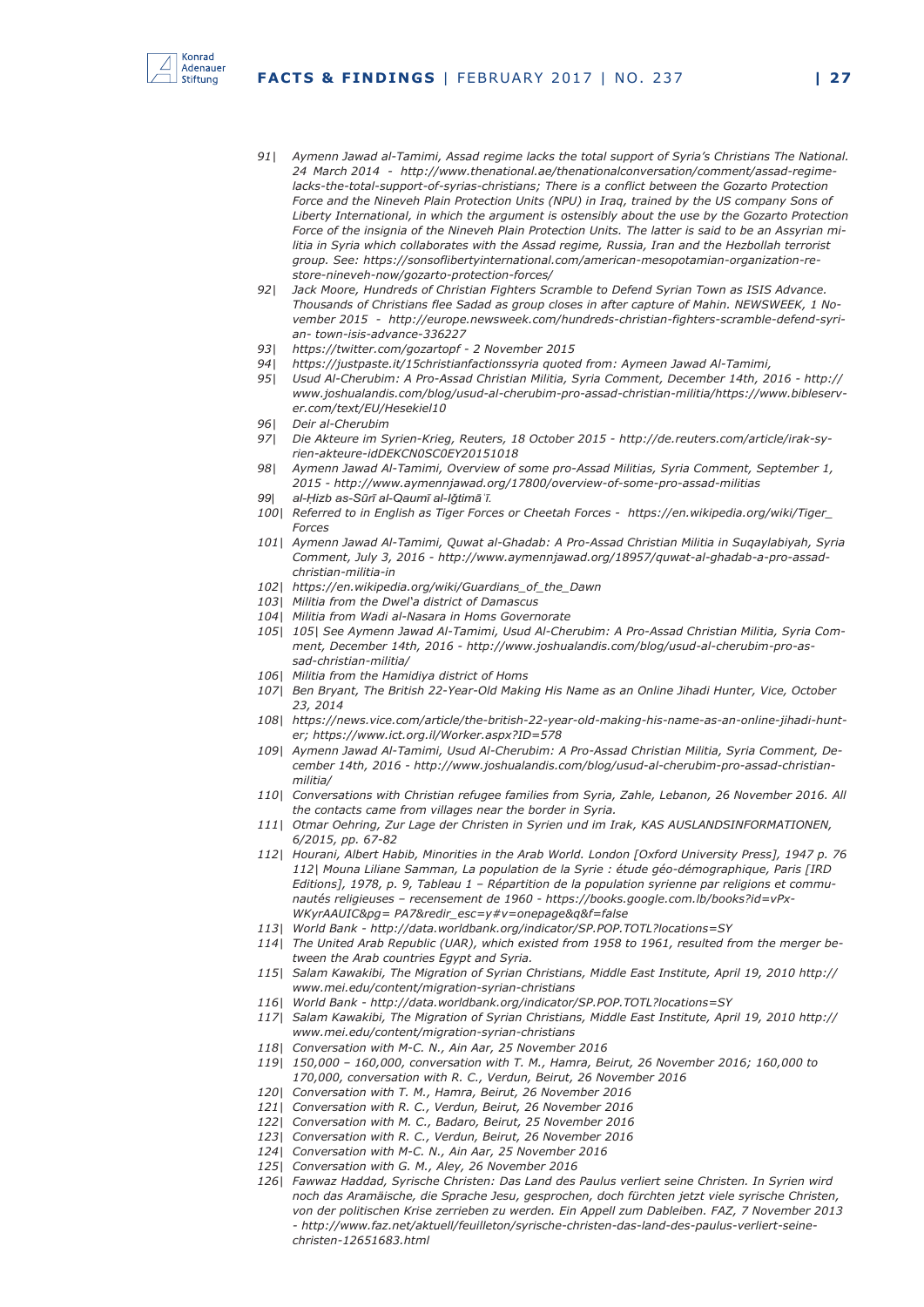*91| Aymenn Jawad al-Tamimi, Assad regime lacks the total support of Syria's Christians The National. 24 March 2014 - http://www.thenational.ae/thenationalconversation/comment/assad-regime-lacks-the-total-support-of-syrias-christians; There is a conflict between the Gozarto Protection Force and the Nineveh Plain Protection Units (NPU) in Iraq, trained by the US company Sons of Liberty International, in which the argument is ostensibly about the use by the Gozarto Protection Force of the insignia of the Nineveh Plain Protection Units. The latter is said to be an Assyrian militia in Syria which collaborates with the Assad regime, Russia, Iran and the Hezbollah terrorist group. See: https://sonsoflibertyinternational.com/american-mesopotamian-organization-restore-nineveh-now/gozarto-protection-forces/*

*92| Jack Moore, Hundreds of Christian Fighters Scramble to Defend Syrian Town as ISIS Advance. Thousands of Christians flee Sadad as group closes in after capture of Mahin. NEWSWEEK, 1 November 2015 - http://europe.newsweek.com/hundreds-christian-fighters-scramble-defend-syrian- town-isis-advance-336227*

*93| https://twitter.com/gozartopf - 2 November 2015*

*94| https://justpaste.it/15christianfactionssyria quoted from: Aymeen Jawad Al-Tamimi,*

*95| Usud Al-Cherubim: A Pro-Assad Christian Militia, Syria Comment, December 14th, 2016 - http://www.joshualandis.com/blog/usud-al-cherubim-pro-assad-christian-militia/https://www.bibleserver.com/text/EU/Hesekiel10*

*96| Deir al-Cherubim*

*97| Die Akteure im Syrien-Krieg, Reuters, 18 October 2015 - http://de.reuters.com/article/irak-syrien-akteure-idDEKCN0SC0EY20151018*

*98| Aymenn Jawad Al-Tamimi, Overview of some pro-Assad Militias, Syria Comment, September 1, 2015 - http://www.aymennjawad.org/17800/overview-of-some-pro-assad-militias*

*99| al-Ḥizb as-Sūrī al-Qaumī al-Iǧtimāʿī.*

*100| Referred to in English as Tiger Forces or Cheetah Forces - https://en.wikipedia.org/wiki/Tiger_Forces*

*101| Aymenn Jawad Al-Tamimi, Quwat al-Ghadab: A Pro-Assad Christian Militia in Suqaylabiyah, Syria Comment, July 3, 2016 - http://www.aymennjawad.org/18957/quwat-al-ghadab-a-pro-assad-christian-militia-in*

*102| https://en.wikipedia.org/wiki/Guardians_of_the_Dawn*

*103| Militia from the Dwel'a district of Damascus*

*104| Militia from Wadi al-Nasara in Homs Governorate*

*105| 105| See Aymenn Jawad Al-Tamimi, Usud Al-Cherubim: A Pro-Assad Christian Militia, Syria Comment, December 14th, 2016 - http://www.joshualandis.com/blog/usud-al-cherubim-pro-assad-christian-militia/*

*106| Militia from the Hamidiya district of Homs*

*107| Ben Bryant, The British 22-Year-Old Making His Name as an Online Jihadi Hunter, Vice, October 23, 2014*

*108| https://news.vice.com/article/the-british-22-year-old-making-his-name-as-an-online-jihadi-hunter; https://www.ict.org.il/Worker.aspx?ID=578*

*109| Aymenn Jawad Al-Tamimi, Usud Al-Cherubim: A Pro-Assad Christian Militia, Syria Comment, December 14th, 2016 - http://www.joshualandis.com/blog/usud-al-cherubim-pro-assad-christian-militia/*

*110| Conversations with Christian refugee families from Syria, Zahle, Lebanon, 26 November 2016. All the contacts came from villages near the border in Syria.*

*111| Otmar Oehring, Zur Lage der Christen in Syrien und im Irak, KAS AUSLANDSINFORMATIONEN, 6/2015, pp. 67-82*

*112| Hourani, Albert Habib, Minorities in the Arab World. London [Oxford University Press], 1947 p. 76 112| Mouna Liliane Samman, La population de la Syrie : étude géo-démographique, Paris [IRD Editions], 1978, p. 9, Tableau 1 – Répartition de la population syrienne par religions et communautés religieuses – recensement de 1960 - https://books.google.com.lb/books?id=vPx-WKyrAAUIC&pg= PA7&redir_esc=y#v=onepage&q&f=false*

*113| World Bank - http://data.worldbank.org/indicator/SP.POP.TOTL?locations=SY*

*114| The United Arab Republic (UAR), which existed from 1958 to 1961, resulted from the merger between the Arab countries Egypt and Syria.*

*115| Salam Kawakibi, The Migration of Syrian Christians, Middle East Institute, April 19, 2010 http://www.mei.edu/content/migration-syrian-christians*

*116| World Bank - http://data.worldbank.org/indicator/SP.POP.TOTL?locations=SY*

*117| Salam Kawakibi, The Migration of Syrian Christians, Middle East Institute, April 19, 2010 http://www.mei.edu/content/migration-syrian-christians*

*118| Conversation with M-C. N., Ain Aar, 25 November 2016*

*119| 150,000 – 160,000, conversation with T. M., Hamra, Beirut, 26 November 2016; 160,000 to 170,000, conversation with R. C., Verdun, Beirut, 26 November 2016*

*120| Conversation with T. M., Hamra, Beirut, 26 November 2016*

*121| Conversation with R. C., Verdun, Beirut, 26 November 2016*

*122| Conversation with M. C., Badaro, Beirut, 25 November 2016*

*123| Conversation with R. C., Verdun, Beirut, 26 November 2016*

*124| Conversation with M-C. N., Ain Aar, 25 November 2016*

*125| Conversation with G. M., Aley, 26 November 2016*

*126| Fawwaz Haddad, Syrische Christen: Das Land des Paulus verliert seine Christen. In Syrien wird noch das Aramäische, die Sprache Jesu, gesprochen, doch fürchten jetzt viele syrische Christen, von der politischen Krise zerrieben zu werden. Ein Appell zum Dableiben. FAZ, 7 November 2013 - http://www.faz.net/aktuell/feuilleton/syrische-christen-das-land-des-paulus-verliert-seine-christen-12651683.html*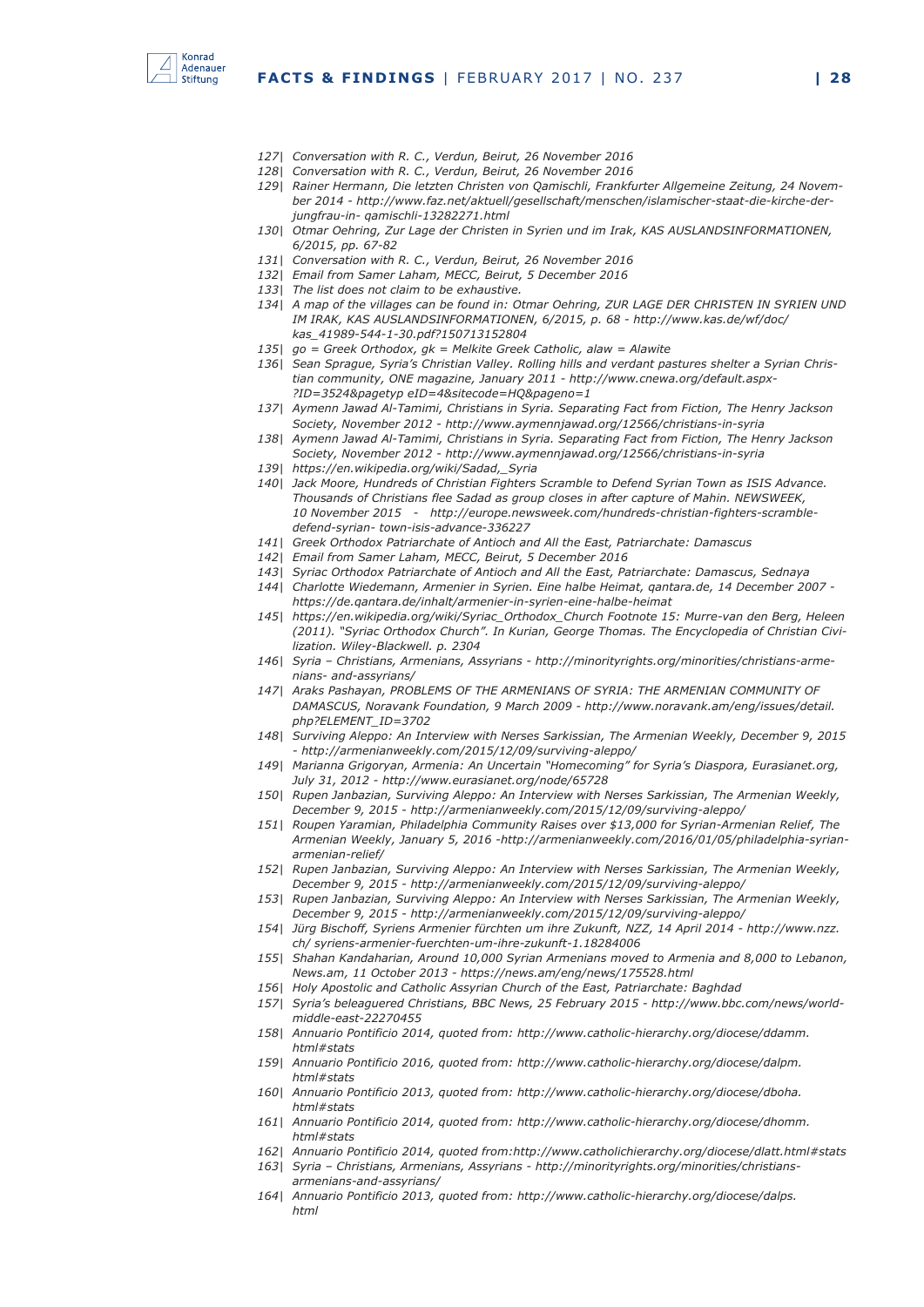*127| Conversation with R. C., Verdun, Beirut, 26 November 2016*

*128| Conversation with R. C., Verdun, Beirut, 26 November 2016*

*129| Rainer Hermann, Die letzten Christen von Qamischli, Frankfurter Allgemeine Zeitung, 24 November 2014 - http://www.faz.net/aktuell/gesellschaft/menschen/islamischer-staat-die-kirche-der-jungfrau-in- qamischli-13282271.html*

*130| Otmar Oehring, Zur Lage der Christen in Syrien und im Irak, KAS AUSLANDSINFORMATIONEN, 6/2015, pp. 67-82*

*131| Conversation with R. C., Verdun, Beirut, 26 November 2016*

*132| Email from Samer Laham, MECC, Beirut, 5 December 2016*

*133| The list does not claim to be exhaustive.*

*134| A map of the villages can be found in: Otmar Oehring, ZUR LAGE DER CHRISTEN IN SYRIEN UND IM IRAK, KAS AUSLANDSINFORMATIONEN, 6/2015, p. 68 - http://www.kas.de/wf/doc/kas_41989-544-1-30.pdf?150713152804*

*135| go = Greek Orthodox, gk = Melkite Greek Catholic, alaw = Alawite*

*136| Sean Sprague, Syria's Christian Valley. Rolling hills and verdant pastures shelter a Syrian Christian community, ONE magazine, January 2011 - http://www.cnewa.org/default.aspx-?ID=3524&pagetyp eID=4&sitecode=HQ&pageno=1*

*137| Aymenn Jawad Al-Tamimi, Christians in Syria. Separating Fact from Fiction, The Henry Jackson Society, November 2012 - http://www.aymennjawad.org/12566/christians-in-syria*

*138| Aymenn Jawad Al-Tamimi, Christians in Syria. Separating Fact from Fiction, The Henry Jackson Society, November 2012 - http://www.aymennjawad.org/12566/christians-in-syria*

*139| https://en.wikipedia.org/wiki/Sadad,_Syria*

*140| Jack Moore, Hundreds of Christian Fighters Scramble to Defend Syrian Town as ISIS Advance. Thousands of Christians flee Sadad as group closes in after capture of Mahin. NEWSWEEK, 10 November 2015 - http://europe.newsweek.com/hundreds-christian-fighters-scramble-defend-syrian- town-isis-advance-336227*

*141| Greek Orthodox Patriarchate of Antioch and All the East, Patriarchate: Damascus*

*142| Email from Samer Laham, MECC, Beirut, 5 December 2016*

*143| Syriac Orthodox Patriarchate of Antioch and All the East, Patriarchate: Damascus, Sednaya*

*144| Charlotte Wiedemann, Armenier in Syrien. Eine halbe Heimat, qantara.de, 14 December 2007 - https://de.qantara.de/inhalt/armenier-in-syrien-eine-halbe-heimat*

*145| https://en.wikipedia.org/wiki/Syriac_Orthodox_Church Footnote 15: Murre-van den Berg, Heleen (2011). "Syriac Orthodox Church". In Kurian, George Thomas. The Encyclopedia of Christian Civilization. Wiley-Blackwell. p. 2304*

*146| Syria – Christians, Armenians, Assyrians - http://minorityrights.org/minorities/christians-armenians- and-assyrians/*

*147| Araks Pashayan, PROBLEMS OF THE ARMENIANS OF SYRIA: THE ARMENIAN COMMUNITY OF DAMASCUS, Noravank Foundation, 9 March 2009 - http://www.noravank.am/eng/issues/detail.php?ELEMENT_ID=3702*

*148| Surviving Aleppo: An Interview with Nerses Sarkissian, The Armenian Weekly, December 9, 2015 - http://armenianweekly.com/2015/12/09/surviving-aleppo/*

*149| Marianna Grigoryan, Armenia: An Uncertain "Homecoming" for Syria's Diaspora, Eurasianet.org, July 31, 2012 - http://www.eurasianet.org/node/65728*

*150| Rupen Janbazian, Surviving Aleppo: An Interview with Nerses Sarkissian, The Armenian Weekly, December 9, 2015 - http://armenianweekly.com/2015/12/09/surviving-aleppo/*

*151| Roupen Yaramian, Philadelphia Community Raises over $13,000 for Syrian-Armenian Relief, The Armenian Weekly, January 5, 2016 -http://armenianweekly.com/2016/01/05/philadelphia-syrian-armenian-relief/*

*152| Rupen Janbazian, Surviving Aleppo: An Interview with Nerses Sarkissian, The Armenian Weekly, December 9, 2015 - http://armenianweekly.com/2015/12/09/surviving-aleppo/*

*153| Rupen Janbazian, Surviving Aleppo: An Interview with Nerses Sarkissian, The Armenian Weekly, December 9, 2015 - http://armenianweekly.com/2015/12/09/surviving-aleppo/*

*154| Jürg Bischoff, Syriens Armenier fürchten um ihre Zukunft, NZZ, 14 April 2014 - http://www.nzz.ch/ syriens-armenier-fuerchten-um-ihre-zukunft-1.18284006*

*155| Shahan Kandaharian, Around 10,000 Syrian Armenians moved to Armenia and 8,000 to Lebanon, News.am, 11 October 2013 - https://news.am/eng/news/175528.html*

*156| Holy Apostolic and Catholic Assyrian Church of the East, Patriarchate: Baghdad*

*157| Syria's beleaguered Christians, BBC News, 25 February 2015 - http://www.bbc.com/news/world-middle-east-22270455*

*158| Annuario Pontificio 2014, quoted from: http://www.catholic-hierarchy.org/diocese/ddamm.html#stats*

*159| Annuario Pontificio 2016, quoted from: http://www.catholic-hierarchy.org/diocese/dalpm.html#stats*

*160| Annuario Pontificio 2013, quoted from: http://www.catholic-hierarchy.org/diocese/dboha.html#stats*

*161| Annuario Pontificio 2014, quoted from: http://www.catholic-hierarchy.org/diocese/dhomm.html#stats*

*162| Annuario Pontificio 2014, quoted from:http://www.catholichierarchy.org/diocese/dlatt.html#stats*

*163| Syria – Christians, Armenians, Assyrians - http://minorityrights.org/minorities/christians-armenians-and-assyrians/*

*164| Annuario Pontificio 2013, quoted from: http://www.catholic-hierarchy.org/diocese/dalps.html*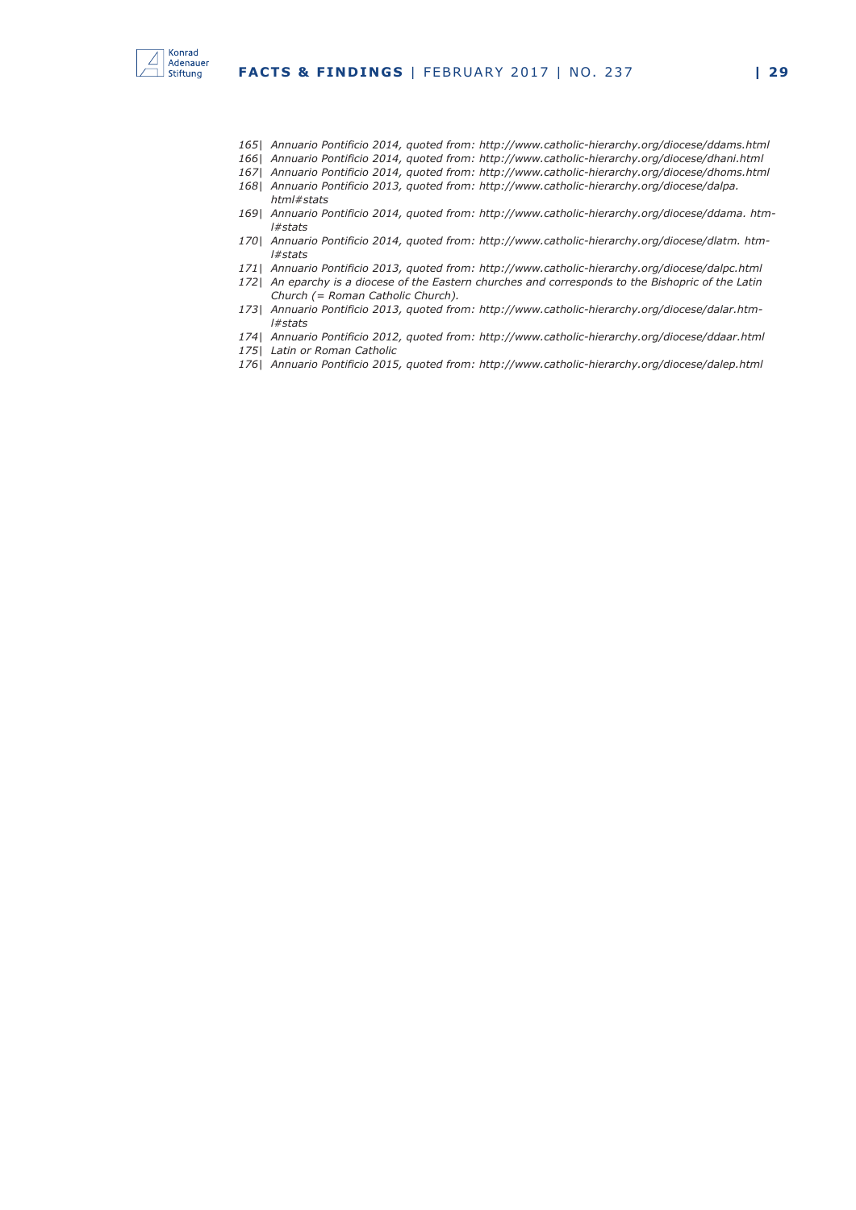165| *Annuario Pontificio 2014, quoted from: http://www.catholic-hierarchy.org/diocese/ddams.html*

166| *Annuario Pontificio 2014, quoted from: http://www.catholic-hierarchy.org/diocese/dhani.html*

167| *Annuario Pontificio 2014, quoted from: http://www.catholic-hierarchy.org/diocese/dhoms.html*

168| *Annuario Pontificio 2013, quoted from: http://www.catholic-hierarchy.org/diocese/dalpa.html#stats*

169| *Annuario Pontificio 2014, quoted from: http://www.catholic-hierarchy.org/diocese/ddama.html#stats*

170| *Annuario Pontificio 2014, quoted from: http://www.catholic-hierarchy.org/diocese/dlatm.html#stats*

171| *Annuario Pontificio 2013, quoted from: http://www.catholic-hierarchy.org/diocese/dalpc.html*

172| *An eparchy is a diocese of the Eastern churches and corresponds to the Bishopric of the Latin Church (= Roman Catholic Church).*

173| *Annuario Pontificio 2013, quoted from: http://www.catholic-hierarchy.org/diocese/dalar.html#stats*

174| *Annuario Pontificio 2012, quoted from: http://www.catholic-hierarchy.org/diocese/ddaar.html*

175| *Latin or Roman Catholic*

176| *Annuario Pontificio 2015, quoted from: http://www.catholic-hierarchy.org/diocese/dalep.html*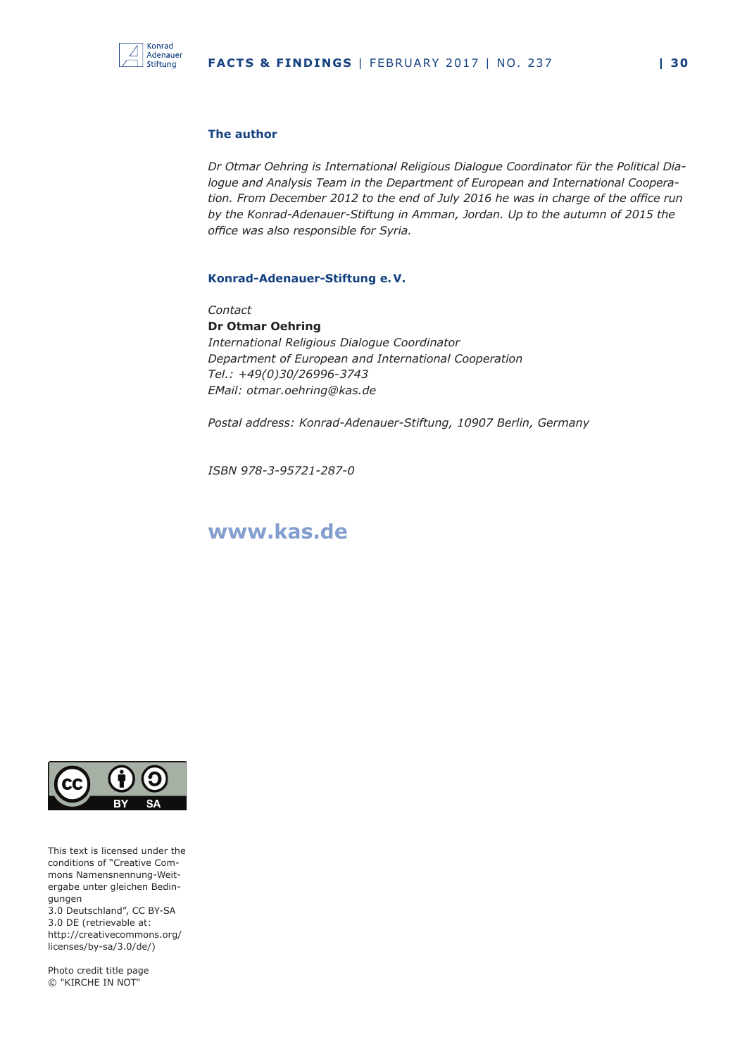### The author

*Dr Otmar Oehring is International Religious Dialogue Coordinator für the Political Dialogue and Analysis Team in the Department of European and International Cooperation. From December 2012 to the end of July 2016 he was in charge of the office run by the Konrad-Adenauer-Stiftung in Amman, Jordan. Up to the autumn of 2015 the office was also responsible for Syria.*

### Konrad-Adenauer-Stiftung e. V.

*Contact*
**Dr Otmar Oehring**
*International Religious Dialogue Coordinator*
*Department of European and International Cooperation*
*Tel.: +49(0)30/26996-3743*
*EMail: otmar.oehring@kas.de*

*Postal address: Konrad-Adenauer-Stiftung, 10907 Berlin, Germany*

*ISBN 978-3-95721-287-0*

## www.kas.de

CC BY SA

This text is licensed under the conditions of "Creative Commons Namensnennung-Weitergabe unter gleichen Bedingungen 3.0 Deutschland", CC BY-SA 3.0 DE (retrievable at: http://creativecommons.org/licenses/by-sa/3.0/de/)

Photo credit title page
© "KIRCHE IN NOT"